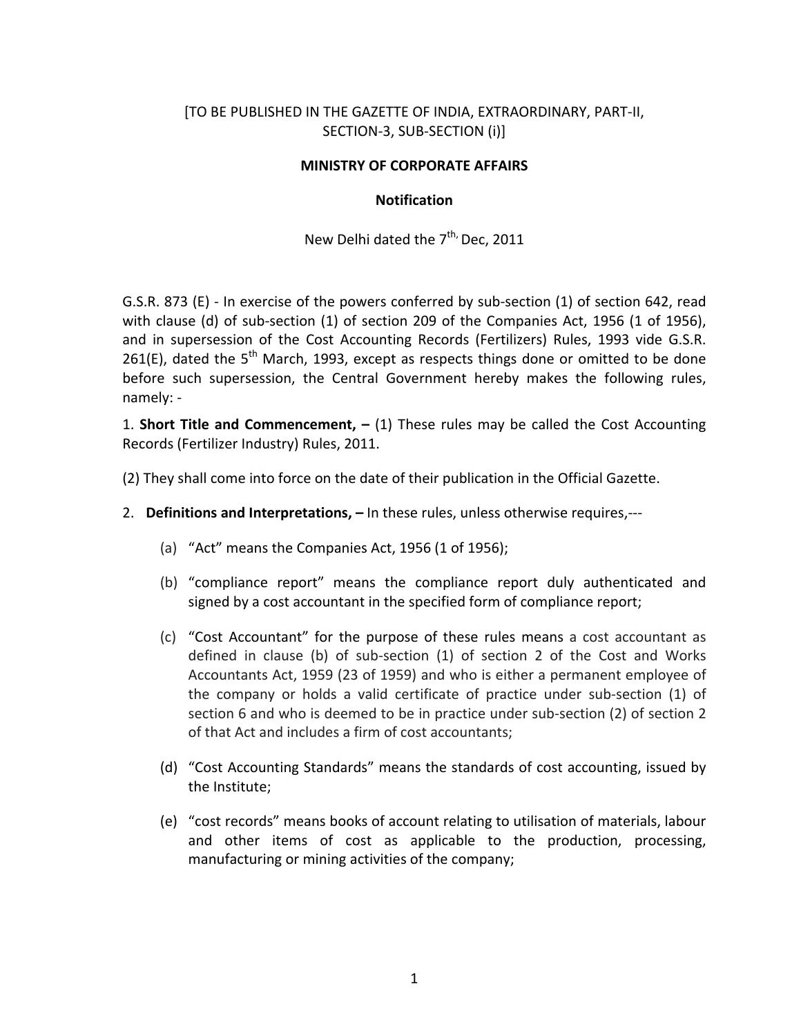[TO BE PUBLISHED IN THE GAZETTE OF INDIA, EXTRAORDINARY, PART-II, SECTION-3, SUB-SECTION (i)]

**MINISTRY OF CORPORATE AFFAIRS**

**Notification**

New Delhi dated the 7th, Dec, 2011

G.S.R. 873 (E) - In exercise of the powers conferred by sub-section (1) of section 642, read with clause (d) of sub-section (1) of section 209 of the Companies Act, 1956 (1 of 1956), and in supersession of the Cost Accounting Records (Fertilizers) Rules, 1993 vide G.S.R. 261(E), dated the 5th March, 1993, except as respects things done or omitted to be done before such supersession, the Central Government hereby makes the following rules, namely: -

1. **Short Title and Commencement, –** (1) These rules may be called the Cost Accounting Records (Fertilizer Industry) Rules, 2011.

(2) They shall come into force on the date of their publication in the Official Gazette.

2. **Definitions and Interpretations, –** In these rules, unless otherwise requires,---

   (a) "Act" means the Companies Act, 1956 (1 of 1956);

   (b) "compliance report" means the compliance report duly authenticated and signed by a cost accountant in the specified form of compliance report;

   (c) "Cost Accountant" for the purpose of these rules means a cost accountant as defined in clause (b) of sub-section (1) of section 2 of the Cost and Works Accountants Act, 1959 (23 of 1959) and who is either a permanent employee of the company or holds a valid certificate of practice under sub-section (1) of section 6 and who is deemed to be in practice under sub-section (2) of section 2 of that Act and includes a firm of cost accountants;

   (d) "Cost Accounting Standards" means the standards of cost accounting, issued by the Institute;

   (e) "cost records" means books of account relating to utilisation of materials, labour and other items of cost as applicable to the production, processing, manufacturing or mining activities of the company;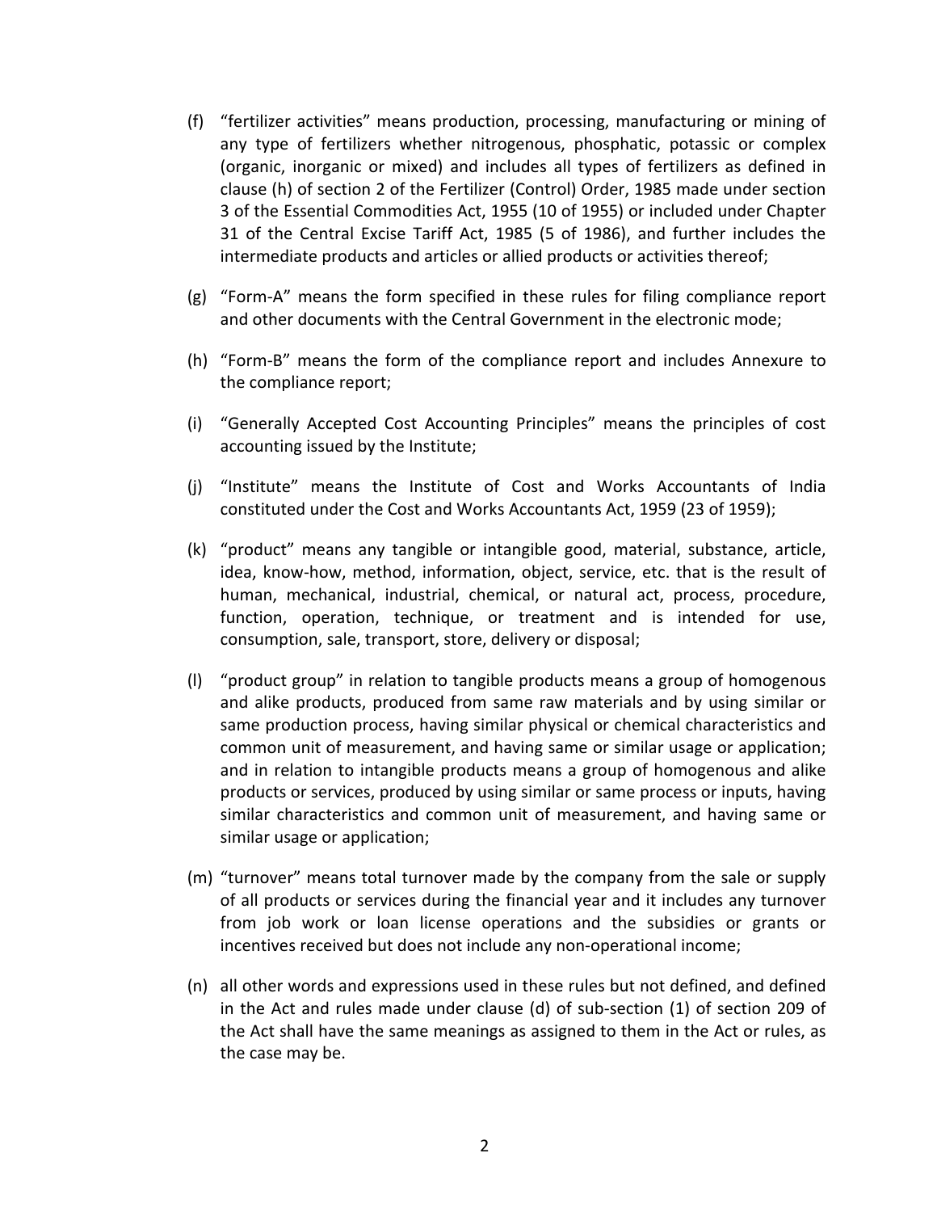(f) “fertilizer activities” means production, processing, manufacturing or mining of any type of fertilizers whether nitrogenous, phosphatic, potassic or complex (organic, inorganic or mixed) and includes all types of fertilizers as defined in clause (h) of section 2 of the Fertilizer (Control) Order, 1985 made under section 3 of the Essential Commodities Act, 1955 (10 of 1955) or included under Chapter 31 of the Central Excise Tariff Act, 1985 (5 of 1986), and further includes the intermediate products and articles or allied products or activities thereof;

(g) “Form-A” means the form specified in these rules for filing compliance report and other documents with the Central Government in the electronic mode;

(h) “Form-B” means the form of the compliance report and includes Annexure to the compliance report;

(i) “Generally Accepted Cost Accounting Principles” means the principles of cost accounting issued by the Institute;

(j) “Institute” means the Institute of Cost and Works Accountants of India constituted under the Cost and Works Accountants Act, 1959 (23 of 1959);

(k) “product” means any tangible or intangible good, material, substance, article, idea, know-how, method, information, object, service, etc. that is the result of human, mechanical, industrial, chemical, or natural act, process, procedure, function, operation, technique, or treatment and is intended for use, consumption, sale, transport, store, delivery or disposal;

(l) “product group” in relation to tangible products means a group of homogenous and alike products, produced from same raw materials and by using similar or same production process, having similar physical or chemical characteristics and common unit of measurement, and having same or similar usage or application; and in relation to intangible products means a group of homogenous and alike products or services, produced by using similar or same process or inputs, having similar characteristics and common unit of measurement, and having same or similar usage or application;

(m) “turnover” means total turnover made by the company from the sale or supply of all products or services during the financial year and it includes any turnover from job work or loan license operations and the subsidies or grants or incentives received but does not include any non-operational income;

(n) all other words and expressions used in these rules but not defined, and defined in the Act and rules made under clause (d) of sub-section (1) of section 209 of the Act shall have the same meanings as assigned to them in the Act or rules, as the case may be.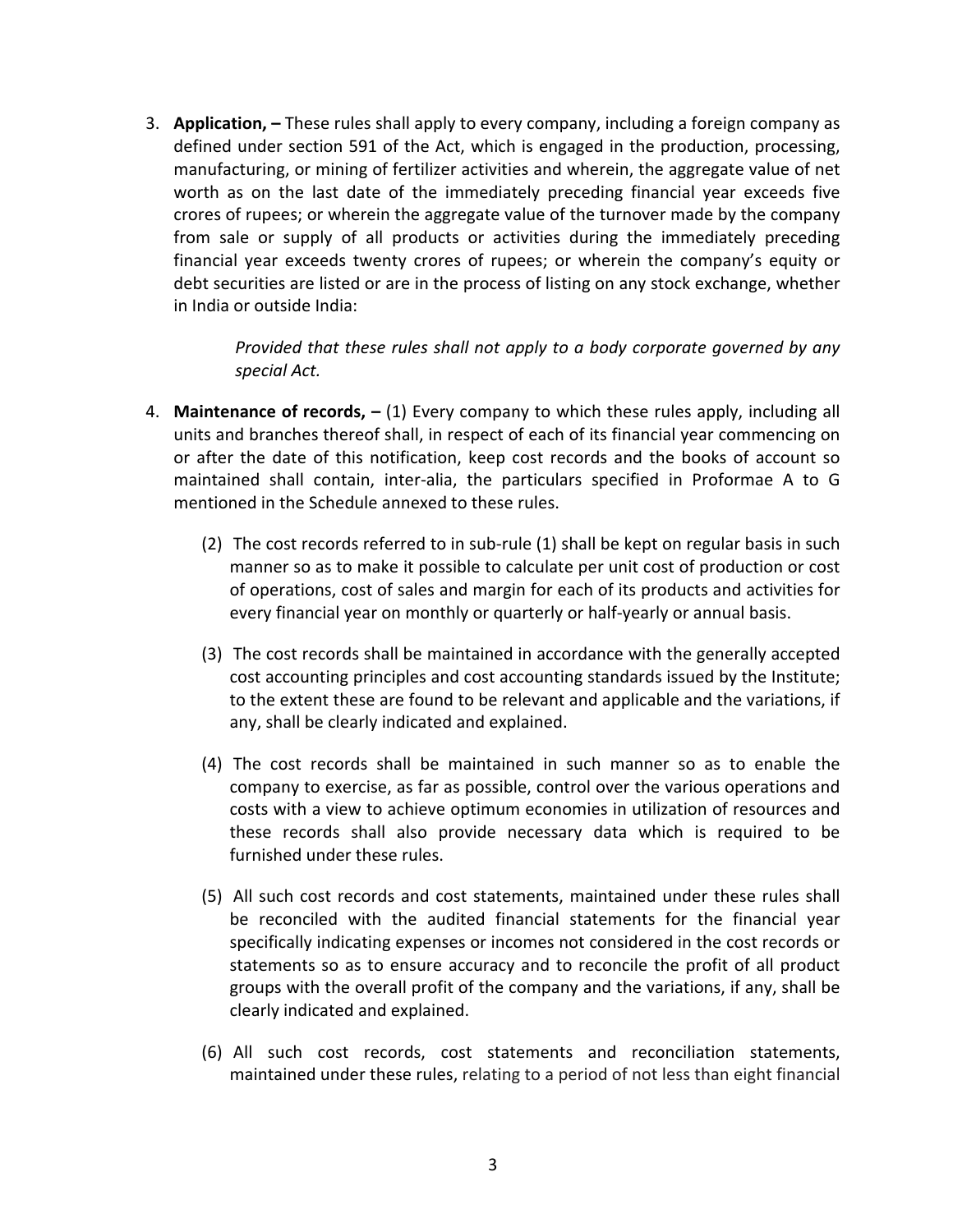3. **Application, –** These rules shall apply to every company, including a foreign company as defined under section 591 of the Act, which is engaged in the production, processing, manufacturing, or mining of fertilizer activities and wherein, the aggregate value of net worth as on the last date of the immediately preceding financial year exceeds five crores of rupees; or wherein the aggregate value of the turnover made by the company from sale or supply of all products or activities during the immediately preceding financial year exceeds twenty crores of rupees; or wherein the company's equity or debt securities are listed or are in the process of listing on any stock exchange, whether in India or outside India:

   *Provided that these rules shall not apply to a body corporate governed by any special Act.*

4. **Maintenance of records, –** (1) Every company to which these rules apply, including all units and branches thereof shall, in respect of each of its financial year commencing on or after the date of this notification, keep cost records and the books of account so maintained shall contain, inter-alia, the particulars specified in Proformae A to G mentioned in the Schedule annexed to these rules.

   (2) The cost records referred to in sub-rule (1) shall be kept on regular basis in such manner so as to make it possible to calculate per unit cost of production or cost of operations, cost of sales and margin for each of its products and activities for every financial year on monthly or quarterly or half-yearly or annual basis.

   (3) The cost records shall be maintained in accordance with the generally accepted cost accounting principles and cost accounting standards issued by the Institute; to the extent these are found to be relevant and applicable and the variations, if any, shall be clearly indicated and explained.

   (4) The cost records shall be maintained in such manner so as to enable the company to exercise, as far as possible, control over the various operations and costs with a view to achieve optimum economies in utilization of resources and these records shall also provide necessary data which is required to be furnished under these rules.

   (5) All such cost records and cost statements, maintained under these rules shall be reconciled with the audited financial statements for the financial year specifically indicating expenses or incomes not considered in the cost records or statements so as to ensure accuracy and to reconcile the profit of all product groups with the overall profit of the company and the variations, if any, shall be clearly indicated and explained.

   (6) All such cost records, cost statements and reconciliation statements, maintained under these rules, relating to a period of not less than eight financial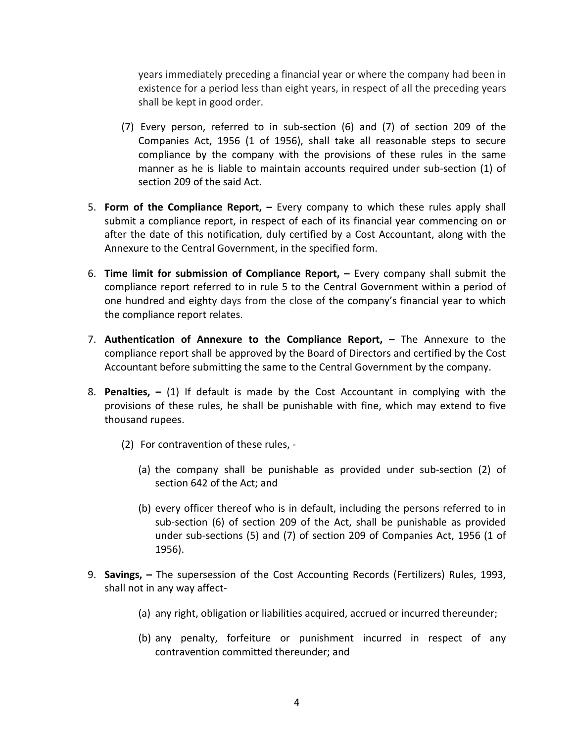years immediately preceding a financial year or where the company had been in existence for a period less than eight years, in respect of all the preceding years shall be kept in good order.

(7) Every person, referred to in sub-section (6) and (7) of section 209 of the Companies Act, 1956 (1 of 1956), shall take all reasonable steps to secure compliance by the company with the provisions of these rules in the same manner as he is liable to maintain accounts required under sub-section (1) of section 209 of the said Act.

5. **Form of the Compliance Report, –** Every company to which these rules apply shall submit a compliance report, in respect of each of its financial year commencing on or after the date of this notification, duly certified by a Cost Accountant, along with the Annexure to the Central Government, in the specified form.

6. **Time limit for submission of Compliance Report, –** Every company shall submit the compliance report referred to in rule 5 to the Central Government within a period of one hundred and eighty days from the close of the company's financial year to which the compliance report relates.

7. **Authentication of Annexure to the Compliance Report, –** The Annexure to the compliance report shall be approved by the Board of Directors and certified by the Cost Accountant before submitting the same to the Central Government by the company.

8. **Penalties, –** (1) If default is made by the Cost Accountant in complying with the provisions of these rules, he shall be punishable with fine, which may extend to five thousand rupees.

   (2) For contravention of these rules, -

   (a) the company shall be punishable as provided under sub-section (2) of section 642 of the Act; and

   (b) every officer thereof who is in default, including the persons referred to in sub-section (6) of section 209 of the Act, shall be punishable as provided under sub-sections (5) and (7) of section 209 of Companies Act, 1956 (1 of 1956).

9. **Savings, –** The supersession of the Cost Accounting Records (Fertilizers) Rules, 1993, shall not in any way affect-

   (a) any right, obligation or liabilities acquired, accrued or incurred thereunder;

   (b) any penalty, forfeiture or punishment incurred in respect of any contravention committed thereunder; and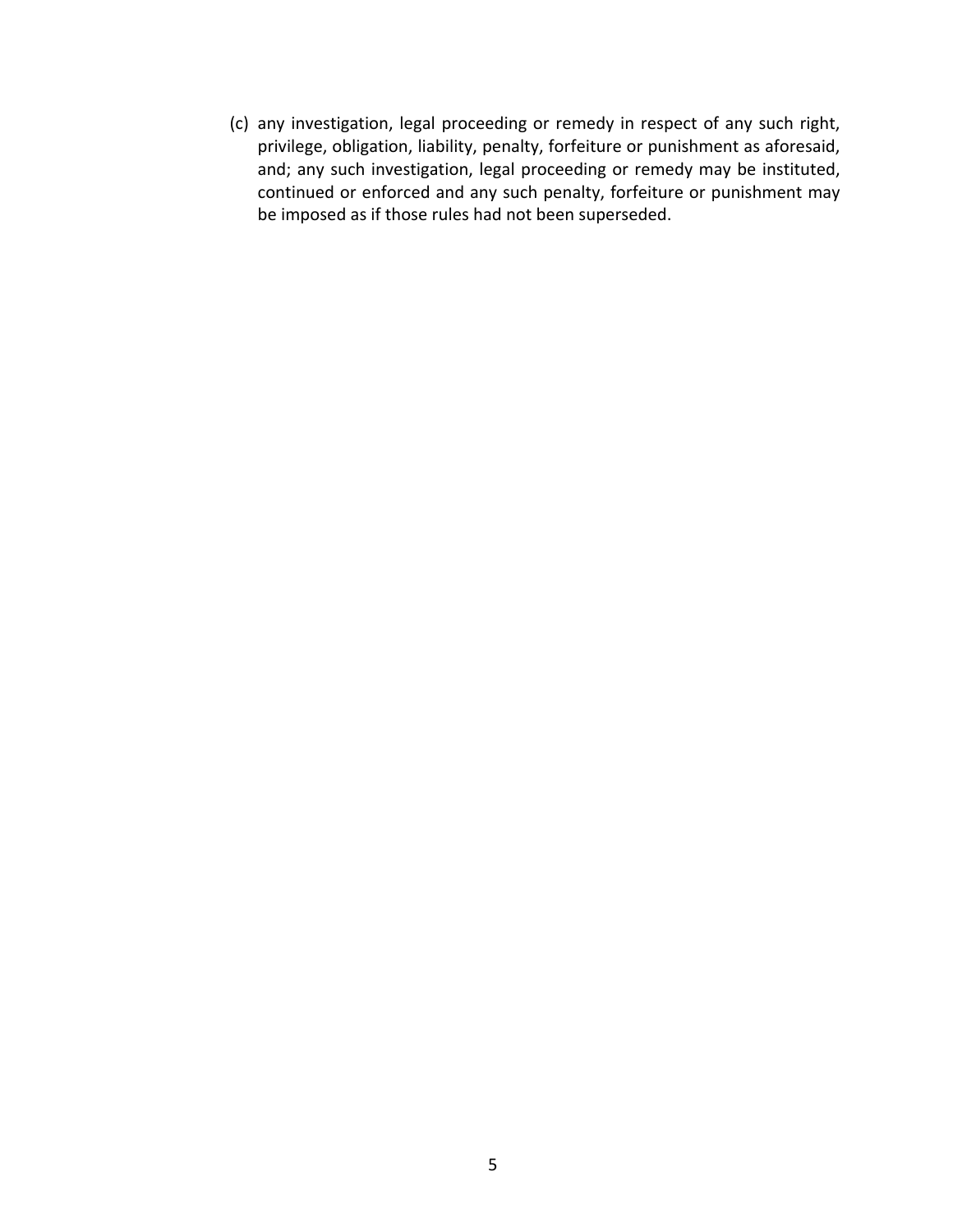(c) any investigation, legal proceeding or remedy in respect of any such right, privilege, obligation, liability, penalty, forfeiture or punishment as aforesaid, and; any such investigation, legal proceeding or remedy may be instituted, continued or enforced and any such penalty, forfeiture or punishment may be imposed as if those rules had not been superseded.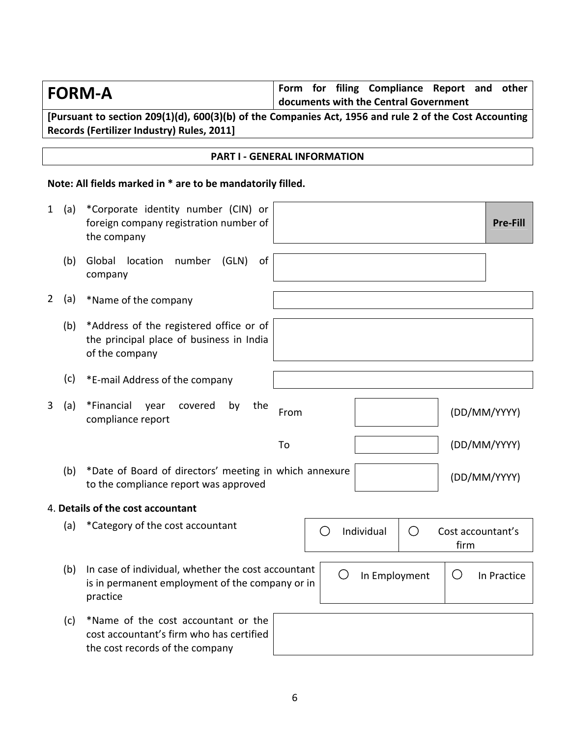| **FORM-A** | **Form for filing Compliance Report and other documents with the Central Government** |
|---|---|

**[Pursuant to section 209(1)(d), 600(3)(b) of the Companies Act, 1956 and rule 2 of the Cost Accounting Records (Fertilizer Industry) Rules, 2011]**

## PART I - GENERAL INFORMATION

**Note: All fields marked in * are to be mandatorily filled.**

1 (a) *Corporate identity number (CIN) or foreign company registration number of the company — [ ] **Pre-Fill**

(b) Global location number (GLN) of company — [ ]

2 (a) *Name of the company — [ ]

(b) *Address of the registered office or of the principal place of business in India of the company — [ ]

(c) *E-mail Address of the company — [ ]

3 (a) *Financial year covered by the compliance report

From [ ] (DD/MM/YYYY)

To [ ] (DD/MM/YYYY)

(b) *Date of Board of directors' meeting in which annexure to the compliance report was approved — [ ] (DD/MM/YYYY)

4. **Details of the cost accountant**

(a) *Category of the cost accountant — ○ Individual ○ Cost accountant's firm

(b) In case of individual, whether the cost accountant is in permanent employment of the company or in practice — ○ In Employment ○ In Practice

(c) *Name of the cost accountant or the cost accountant's firm who has certified the cost records of the company — [ ]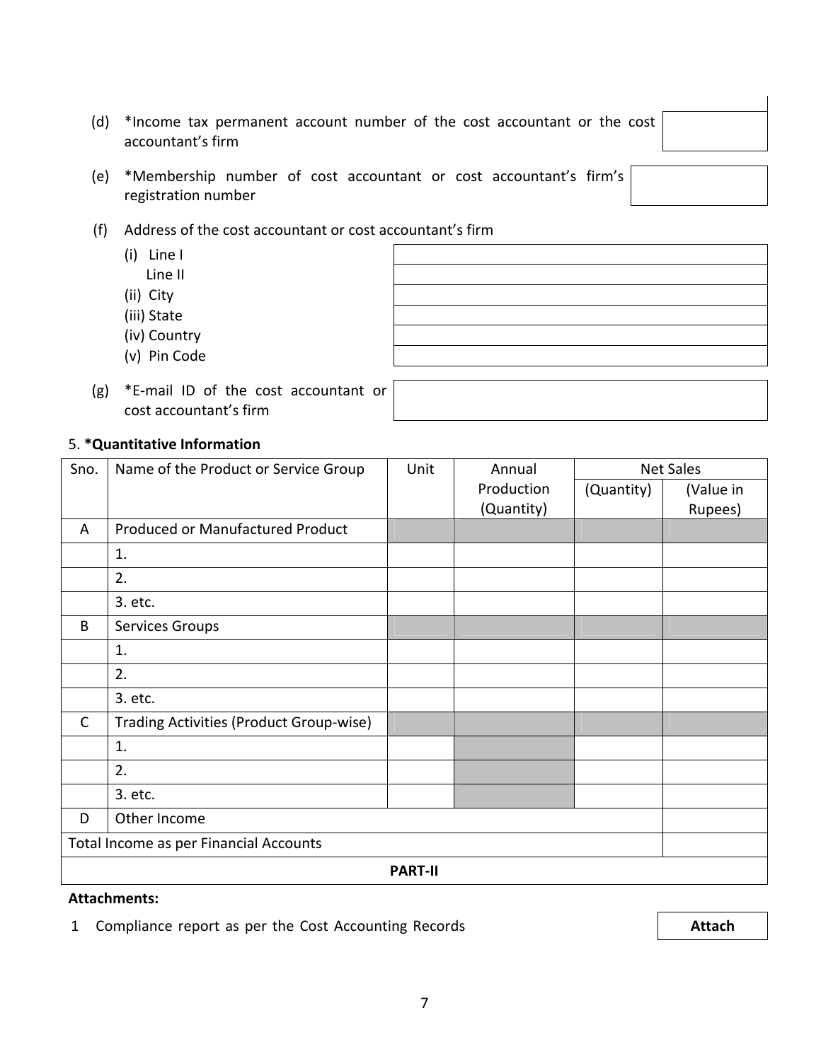(d) *Income tax permanent account number of the cost accountant or the cost accountant's firm

(e) *Membership number of cost accountant or cost accountant's firm's registration number

(f) Address of the cost accountant or cost accountant's firm

- (i) Line I
  Line II
- (ii) City
- (iii) State
- (iv) Country
- (v) Pin Code

(g) *E-mail ID of the cost accountant or cost accountant's firm

5. ***Quantitative Information**

| Sno. | Name of the Product or Service Group | Unit | Annual Production (Quantity) | Net Sales | |
|---|---|---|---|---|---|
| | | | | (Quantity) | (Value in Rupees) |
| A | Produced or Manufactured Product | | | | |
| | 1. | | | | |
| | 2. | | | | |
| | 3. etc. | | | | |
| B | Services Groups | | | | |
| | 1. | | | | |
| | 2. | | | | |
| | 3. etc. | | | | |
| C | Trading Activities (Product Group-wise) | | | | |
| | 1. | | | | |
| | 2. | | | | |
| | 3. etc. | | | | |
| D | Other Income | | | | |
| Total Income as per Financial Accounts | | | | | |

**PART-II**

**Attachments:**

1 Compliance report as per the Cost Accounting Records **Attach**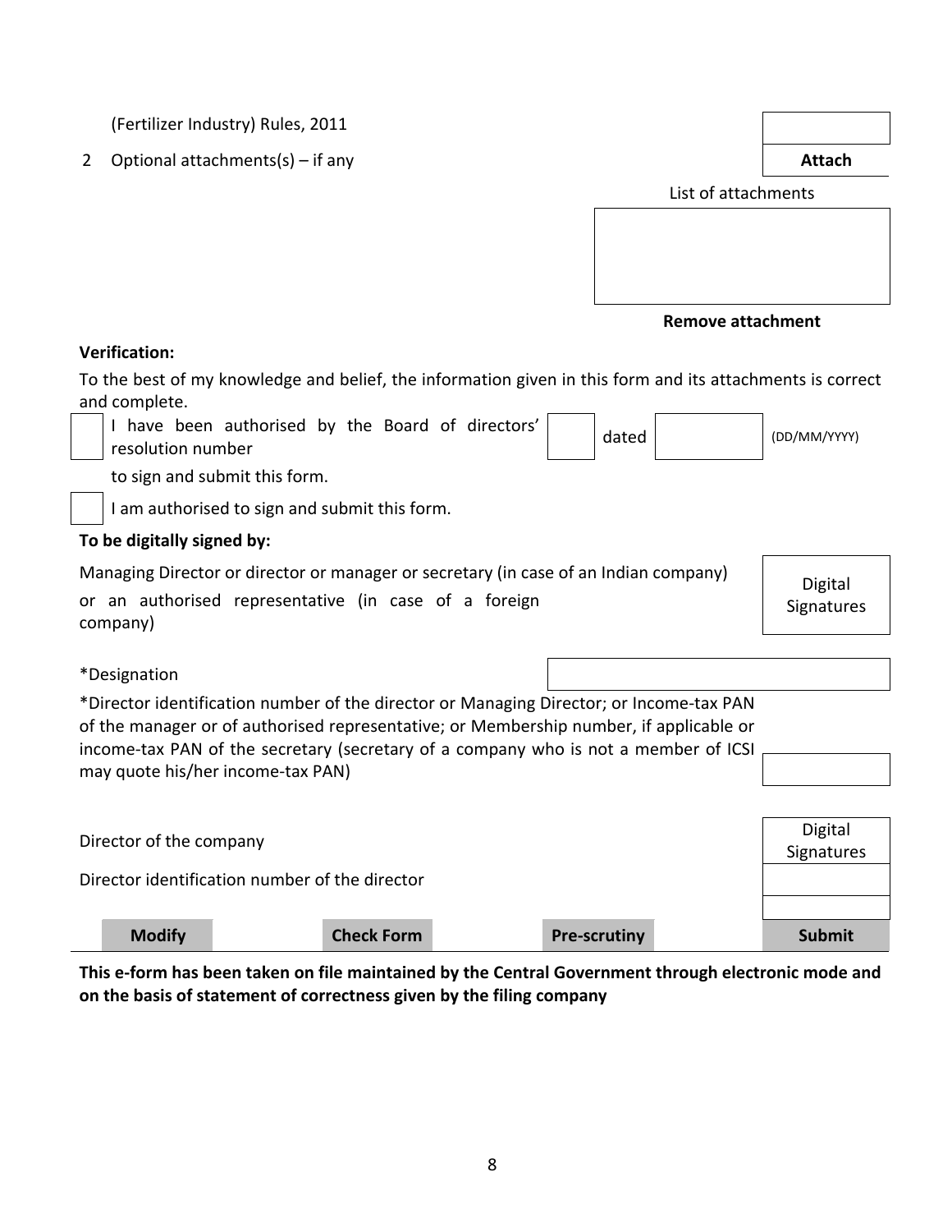(Fertilizer Industry) Rules, 2011

2 Optional attachments(s) – if any **Attach**

List of attachments

**Remove attachment**

**Verification:**

To the best of my knowledge and belief, the information given in this form and its attachments is correct and complete.

☐ I have been authorised by the Board of directors' resolution number ☐ dated ☐ (DD/MM/YYYY)

to sign and submit this form.

☐ I am authorised to sign and submit this form.

**To be digitally signed by:**

Managing Director or director or manager or secretary (in case of an Indian company) or an authorised representative (in case of a foreign company) — Digital Signatures

*Designation

*Director identification number of the director or Managing Director; or Income-tax PAN of the manager or of authorised representative; or Membership number, if applicable or income-tax PAN of the secretary (secretary of a company who is not a member of ICSI may quote his/her income-tax PAN)

Director of the company — Digital Signatures

Director identification number of the director

| **Modify** | **Check Form** | **Pre-scrutiny** | **Submit** |
|---|---|---|---|

**This e-form has been taken on file maintained by the Central Government through electronic mode and on the basis of statement of correctness given by the filing company**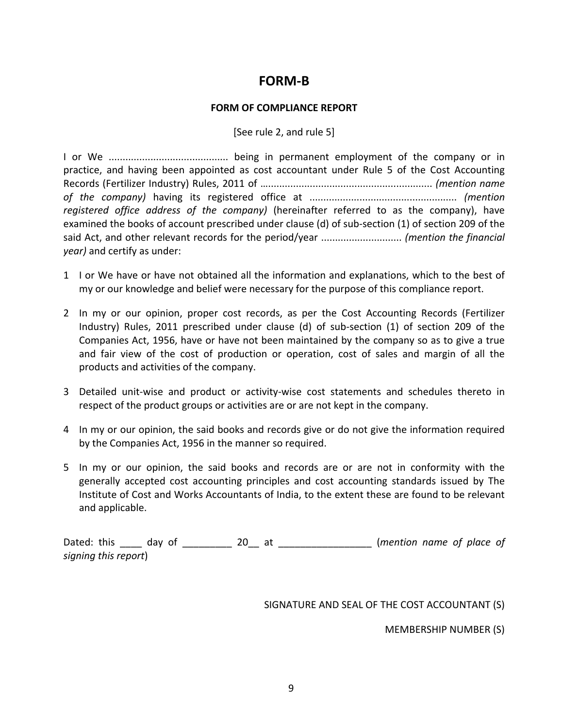# FORM-B

**FORM OF COMPLIANCE REPORT**

[See rule 2, and rule 5]

I or We ........................................... being in permanent employment of the company or in practice, and having been appointed as cost accountant under Rule 5 of the Cost Accounting Records (Fertilizer Industry) Rules, 2011 of ............................................................. *(mention name of the company)* having its registered office at .................................................... *(mention registered office address of the company)* (hereinafter referred to as the company), have examined the books of account prescribed under clause (d) of sub-section (1) of section 209 of the said Act, and other relevant records for the period/year ............................ *(mention the financial year)* and certify as under:

1 I or We have or have not obtained all the information and explanations, which to the best of my or our knowledge and belief were necessary for the purpose of this compliance report.

2 In my or our opinion, proper cost records, as per the Cost Accounting Records (Fertilizer Industry) Rules, 2011 prescribed under clause (d) of sub-section (1) of section 209 of the Companies Act, 1956, have or have not been maintained by the company so as to give a true and fair view of the cost of production or operation, cost of sales and margin of all the products and activities of the company.

3 Detailed unit-wise and product or activity-wise cost statements and schedules thereto in respect of the product groups or activities are or are not kept in the company.

4 In my or our opinion, the said books and records give or do not give the information required by the Companies Act, 1956 in the manner so required.

5 In my or our opinion, the said books and records are or are not in conformity with the generally accepted cost accounting principles and cost accounting standards issued by The Institute of Cost and Works Accountants of India, to the extent these are found to be relevant and applicable.

Dated: this ____ day of _________ 20__ at ________________ (*mention name of place of signing this report*)

SIGNATURE AND SEAL OF THE COST ACCOUNTANT (S)

MEMBERSHIP NUMBER (S)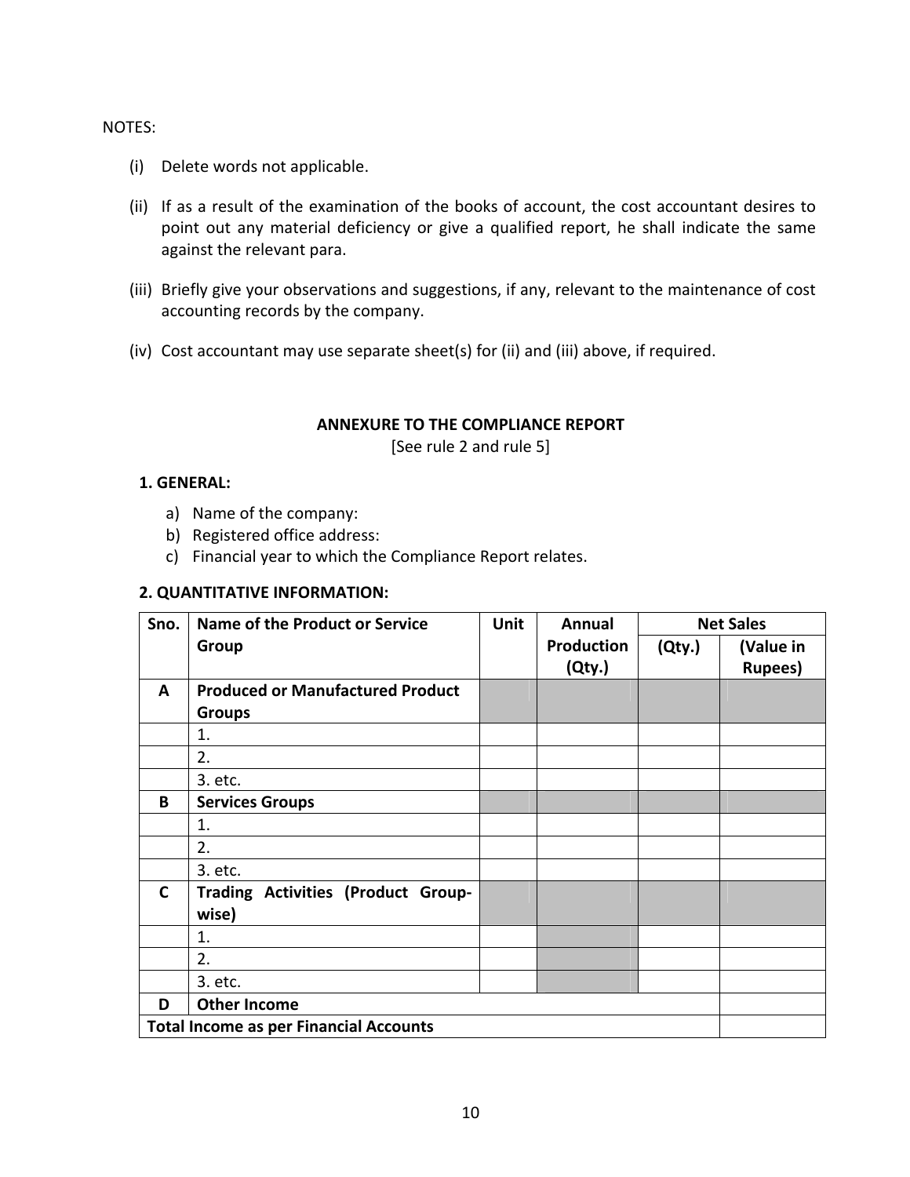NOTES:

- (i) Delete words not applicable.
- (ii) If as a result of the examination of the books of account, the cost accountant desires to point out any material deficiency or give a qualified report, he shall indicate the same against the relevant para.
- (iii) Briefly give your observations and suggestions, if any, relevant to the maintenance of cost accounting records by the company.
- (iv) Cost accountant may use separate sheet(s) for (ii) and (iii) above, if required.

**ANNEXURE TO THE COMPLIANCE REPORT**

[See rule 2 and rule 5]

**1. GENERAL:**

- a) Name of the company:
- b) Registered office address:
- c) Financial year to which the Compliance Report relates.

**2. QUANTITATIVE INFORMATION:**

| Sno. | Name of the Product or Service Group | Unit | Annual Production (Qty.) | Net Sales | |
|---|---|---|---|---|---|
| | | | | (Qty.) | (Value in Rupees) |
| **A** | **Produced or Manufactured Product Groups** | | | | |
| | 1. | | | | |
| | 2. | | | | |
| | 3. etc. | | | | |
| **B** | **Services Groups** | | | | |
| | 1. | | | | |
| | 2. | | | | |
| | 3. etc. | | | | |
| **C** | **Trading Activities (Product Group-wise)** | | | | |
| | 1. | | | | |
| | 2. | | | | |
| | 3. etc. | | | | |
| **D** | **Other Income** | | | | |
| **Total Income as per Financial Accounts** | | | | | |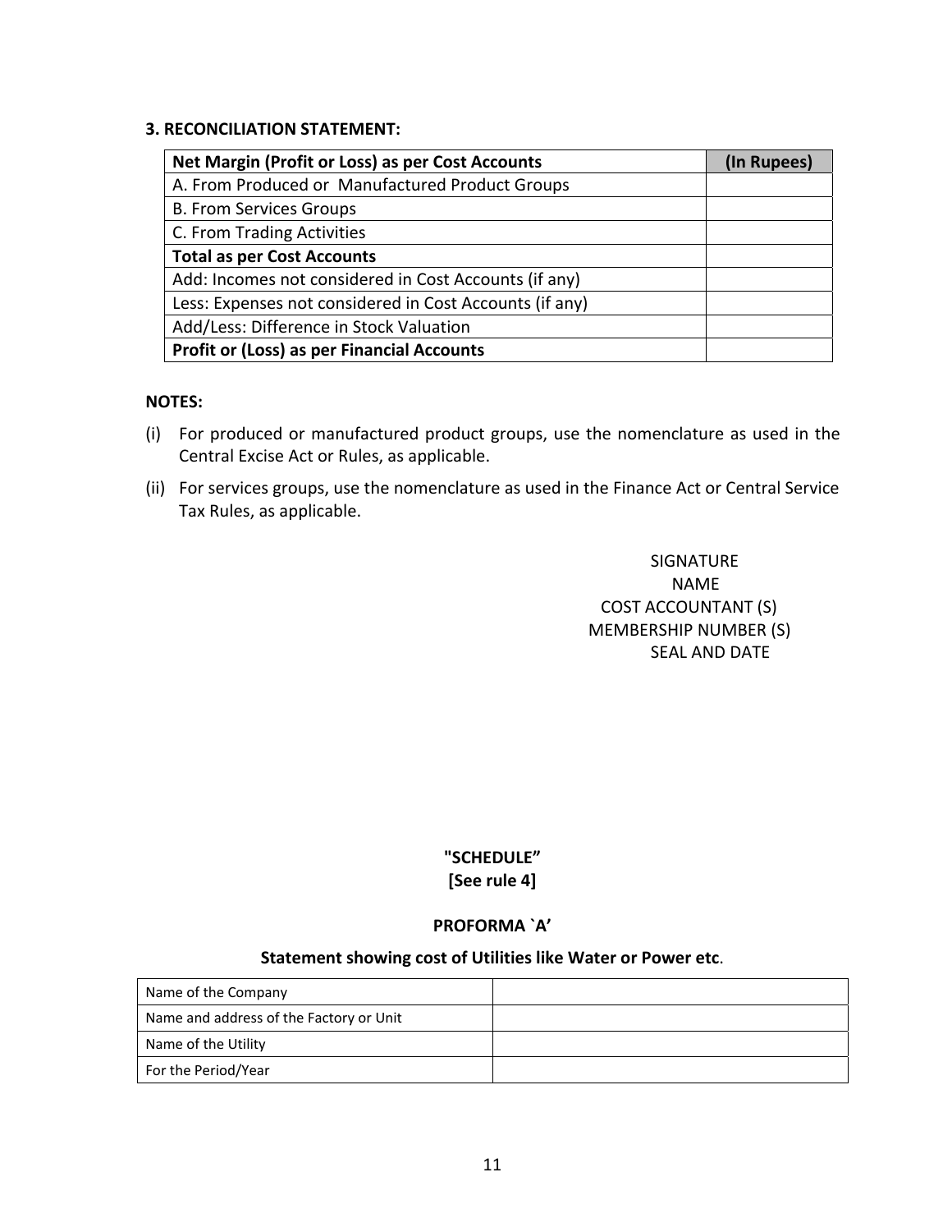### 3. RECONCILIATION STATEMENT:

| **Net Margin (Profit or Loss) as per Cost Accounts** | **(In Rupees)** |
|---|---|
| A. From Produced or Manufactured Product Groups | |
| B. From Services Groups | |
| C. From Trading Activities | |
| **Total as per Cost Accounts** | |
| Add: Incomes not considered in Cost Accounts (if any) | |
| Less: Expenses not considered in Cost Accounts (if any) | |
| Add/Less: Difference in Stock Valuation | |
| **Profit or (Loss) as per Financial Accounts** | |

**NOTES:**

(i) For produced or manufactured product groups, use the nomenclature as used in the Central Excise Act or Rules, as applicable.

(ii) For services groups, use the nomenclature as used in the Finance Act or Central Service Tax Rules, as applicable.

SIGNATURE
NAME
COST ACCOUNTANT (S)
MEMBERSHIP NUMBER (S)
SEAL AND DATE

**"SCHEDULE"**
**[See rule 4]**

**PROFORMA `A'**

**Statement showing cost of Utilities like Water or Power etc.**

| Name of the Company | |
|---|---|
| Name and address of the Factory or Unit | |
| Name of the Utility | |
| For the Period/Year | |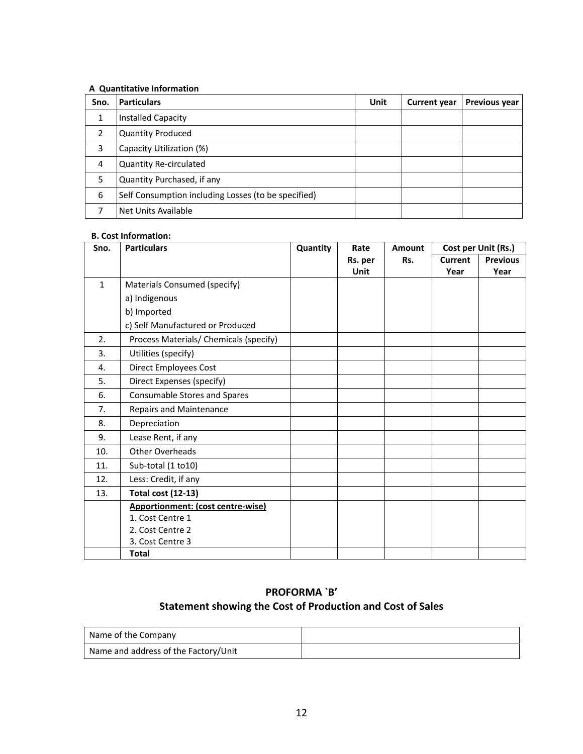**A Quantitative Information**

| Sno. | Particulars | Unit | Current year | Previous year |
|---|---|---|---|---|
| 1 | Installed Capacity | | | |
| 2 | Quantity Produced | | | |
| 3 | Capacity Utilization (%) | | | |
| 4 | Quantity Re-circulated | | | |
| 5 | Quantity Purchased, if any | | | |
| 6 | Self Consumption including Losses (to be specified) | | | |
| 7 | Net Units Available | | | |

**B. Cost Information:**

| Sno. | Particulars | Quantity | Rate Rs. per Unit | Amount Rs. | Cost per Unit (Rs.) | |
|---|---|---|---|---|---|---|
| | | | | | Current Year | Previous Year |
| 1 | Materials Consumed (specify)<br>a) Indigenous<br>b) Imported<br>c) Self Manufactured or Produced | | | | | |
| 2. | Process Materials/ Chemicals (specify) | | | | | |
| 3. | Utilities (specify) | | | | | |
| 4. | Direct Employees Cost | | | | | |
| 5. | Direct Expenses (specify) | | | | | |
| 6. | Consumable Stores and Spares | | | | | |
| 7. | Repairs and Maintenance | | | | | |
| 8. | Depreciation | | | | | |
| 9. | Lease Rent, if any | | | | | |
| 10. | Other Overheads | | | | | |
| 11. | Sub-total (1 to10) | | | | | |
| 12. | Less: Credit, if any | | | | | |
| 13. | **Total cost (12-13)** | | | | | |
| | **Apportionment: (cost centre-wise)**<br>1. Cost Centre 1<br>2. Cost Centre 2<br>3. Cost Centre 3 | | | | | |
| | **Total** | | | | | |

## PROFORMA `B'

## Statement showing the Cost of Production and Cost of Sales

| Name of the Company | |
|---|---|
| Name and address of the Factory/Unit | |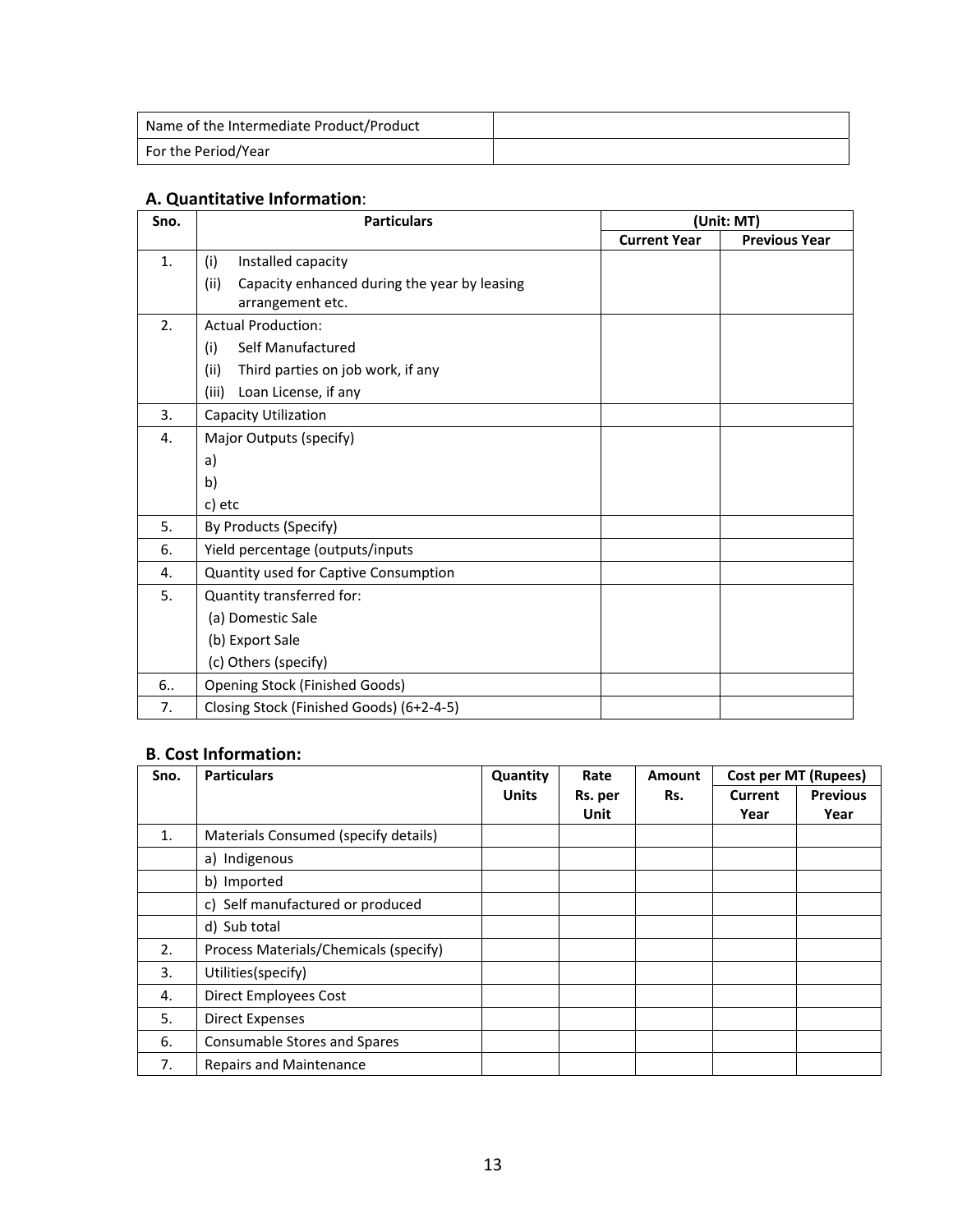| Name of the Intermediate Product/Product | |
|---|---|
| For the Period/Year | |

### A. Quantitative Information:

| Sno. | Particulars | (Unit: MT) | |
|---|---|---|---|
| | | Current Year | Previous Year |
| 1. | (i) Installed capacity<br>(ii) Capacity enhanced during the year by leasing arrangement etc. | | |
| 2. | Actual Production:<br>(i) Self Manufactured<br>(ii) Third parties on job work, if any<br>(iii) Loan License, if any | | |
| 3. | Capacity Utilization | | |
| 4. | Major Outputs (specify)<br>a)<br>b)<br>c) etc | | |
| 5. | By Products (Specify) | | |
| 6. | Yield percentage (outputs/inputs | | |
| 4. | Quantity used for Captive Consumption | | |
| 5. | Quantity transferred for:<br>(a) Domestic Sale<br>(b) Export Sale<br>(c) Others (specify) | | |
| 6.. | Opening Stock (Finished Goods) | | |
| 7. | Closing Stock (Finished Goods) (6+2-4-5) | | |

### B. Cost Information:

| Sno. | Particulars | Quantity Units | Rate Rs. per Unit | Amount Rs. | Cost per MT (Rupees) | |
|---|---|---|---|---|---|---|
| | | | | | Current Year | Previous Year |
| 1. | Materials Consumed (specify details) | | | | | |
| | a) Indigenous | | | | | |
| | b) Imported | | | | | |
| | c) Self manufactured or produced | | | | | |
| | d) Sub total | | | | | |
| 2. | Process Materials/Chemicals (specify) | | | | | |
| 3. | Utilities(specify) | | | | | |
| 4. | Direct Employees Cost | | | | | |
| 5. | Direct Expenses | | | | | |
| 6. | Consumable Stores and Spares | | | | | |
| 7. | Repairs and Maintenance | | | | | |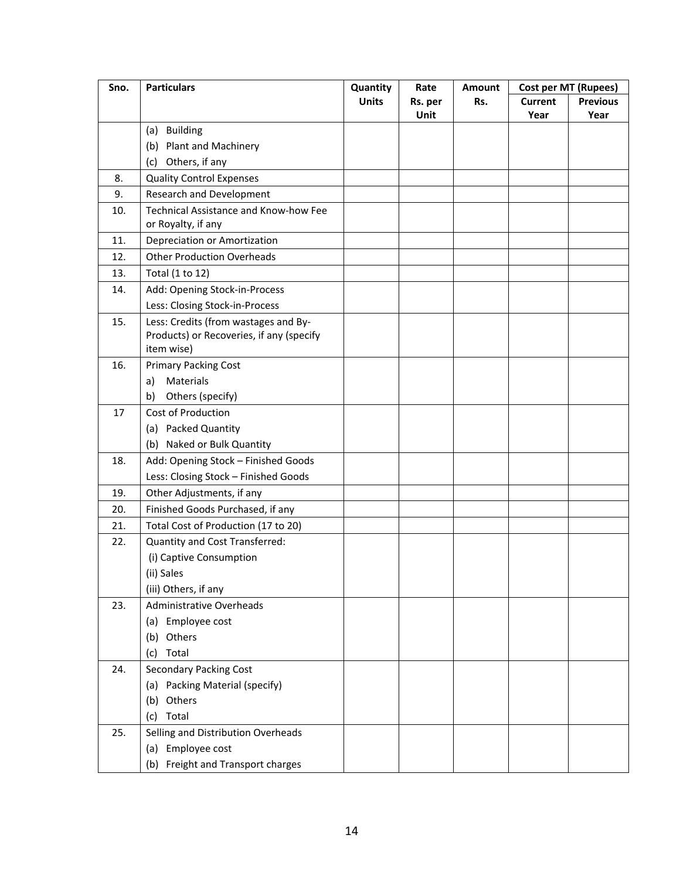| Sno. | Particulars | Quantity Units | Rate Rs. per Unit | Amount Rs. | Cost per MT (Rupees) | |
|---|---|---|---|---|---|---|
| | | | | | Current Year | Previous Year |
| | (a) Building<br>(b) Plant and Machinery<br>(c) Others, if any | | | | | |
| 8. | Quality Control Expenses | | | | | |
| 9. | Research and Development | | | | | |
| 10. | Technical Assistance and Know-how Fee or Royalty, if any | | | | | |
| 11. | Depreciation or Amortization | | | | | |
| 12. | Other Production Overheads | | | | | |
| 13. | Total (1 to 12) | | | | | |
| 14. | Add: Opening Stock-in-Process<br>Less: Closing Stock-in-Process | | | | | |
| 15. | Less: Credits (from wastages and By-Products) or Recoveries, if any (specify item wise) | | | | | |
| 16. | Primary Packing Cost<br>a) Materials<br>b) Others (specify) | | | | | |
| 17 | Cost of Production<br>(a) Packed Quantity<br>(b) Naked or Bulk Quantity | | | | | |
| 18. | Add: Opening Stock – Finished Goods<br>Less: Closing Stock – Finished Goods | | | | | |
| 19. | Other Adjustments, if any | | | | | |
| 20. | Finished Goods Purchased, if any | | | | | |
| 21. | Total Cost of Production (17 to 20) | | | | | |
| 22. | Quantity and Cost Transferred:<br>(i) Captive Consumption<br>(ii) Sales<br>(iii) Others, if any | | | | | |
| 23. | Administrative Overheads<br>(a) Employee cost<br>(b) Others<br>(c) Total | | | | | |
| 24. | Secondary Packing Cost<br>(a) Packing Material (specify)<br>(b) Others<br>(c) Total | | | | | |
| 25. | Selling and Distribution Overheads<br>(a) Employee cost<br>(b) Freight and Transport charges | | | | | |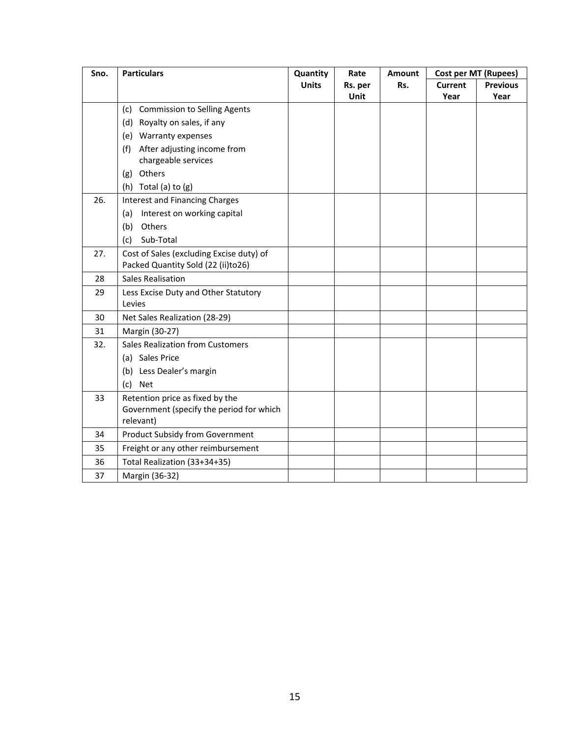| Sno. | Particulars | Quantity Units | Rate Rs. per Unit | Amount Rs. | Cost per MT (Rupees) | |
|---|---|---|---|---|---|---|
| | | | | | Current Year | Previous Year |
| | (c) Commission to Selling Agents | | | | | |
| | (d) Royalty on sales, if any | | | | | |
| | (e) Warranty expenses | | | | | |
| | (f) After adjusting income from chargeable services | | | | | |
| | (g) Others | | | | | |
| | (h) Total (a) to (g) | | | | | |
| 26. | Interest and Financing Charges | | | | | |
| | (a) Interest on working capital | | | | | |
| | (b) Others | | | | | |
| | (c) Sub-Total | | | | | |
| 27. | Cost of Sales (excluding Excise duty) of Packed Quantity Sold (22 (ii)to26) | | | | | |
| 28 | Sales Realisation | | | | | |
| 29 | Less Excise Duty and Other Statutory Levies | | | | | |
| 30 | Net Sales Realization (28-29) | | | | | |
| 31 | Margin (30-27) | | | | | |
| 32. | Sales Realization from Customers | | | | | |
| | (a) Sales Price | | | | | |
| | (b) Less Dealer's margin | | | | | |
| | (c) Net | | | | | |
| 33 | Retention price as fixed by the Government (specify the period for which relevant) | | | | | |
| 34 | Product Subsidy from Government | | | | | |
| 35 | Freight or any other reimbursement | | | | | |
| 36 | Total Realization (33+34+35) | | | | | |
| 37 | Margin (36-32) | | | | | |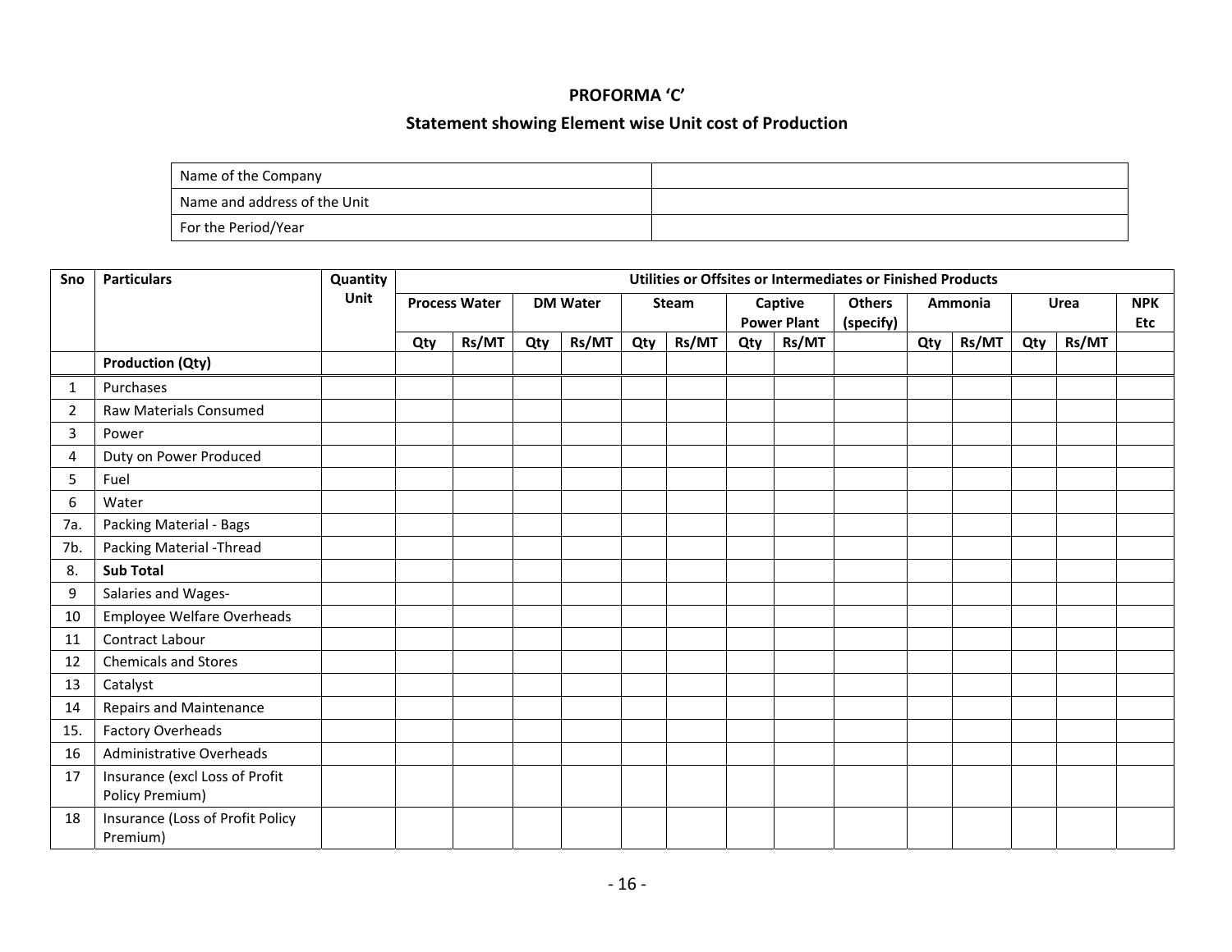**PROFORMA 'C'**

**Statement showing Element wise Unit cost of Production**

| Name of the Company | |
|---|---|
| Name and address of the Unit | |
| For the Period/Year | |

| Sno | Particulars | Quantity Unit | Utilities or Offsites or Intermediates or Finished Products | | | | | | | | | | | | | | |
|---|---|---|---|---|---|---|---|---|---|---|---|---|---|---|---|---|---|
| | | | Process Water | | DM Water | | Steam | | Captive Power Plant | | Others (specify) | Ammonia | | Urea | | NPK Etc |
| | | | Qty | Rs/MT | Qty | Rs/MT | Qty | Rs/MT | Qty | Rs/MT | | Qty | Rs/MT | Qty | Rs/MT | |
| | **Production (Qty)** | | | | | | | | | | | | | | | |
| 1 | Purchases | | | | | | | | | | | | | | | |
| 2 | Raw Materials Consumed | | | | | | | | | | | | | | | |
| 3 | Power | | | | | | | | | | | | | | | |
| 4 | Duty on Power Produced | | | | | | | | | | | | | | | |
| 5 | Fuel | | | | | | | | | | | | | | | |
| 6 | Water | | | | | | | | | | | | | | | |
| 7a. | Packing Material - Bags | | | | | | | | | | | | | | | |
| 7b. | Packing Material -Thread | | | | | | | | | | | | | | | |
| 8. | **Sub Total** | | | | | | | | | | | | | | | |
| 9 | Salaries and Wages- | | | | | | | | | | | | | | | |
| 10 | Employee Welfare Overheads | | | | | | | | | | | | | | | |
| 11 | Contract Labour | | | | | | | | | | | | | | | |
| 12 | Chemicals and Stores | | | | | | | | | | | | | | | |
| 13 | Catalyst | | | | | | | | | | | | | | | |
| 14 | Repairs and Maintenance | | | | | | | | | | | | | | | |
| 15. | Factory Overheads | | | | | | | | | | | | | | | |
| 16 | Administrative Overheads | | | | | | | | | | | | | | | |
| 17 | Insurance (excl Loss of Profit Policy Premium) | | | | | | | | | | | | | | | |
| 18 | Insurance (Loss of Profit Policy Premium) | | | | | | | | | | | | | | | |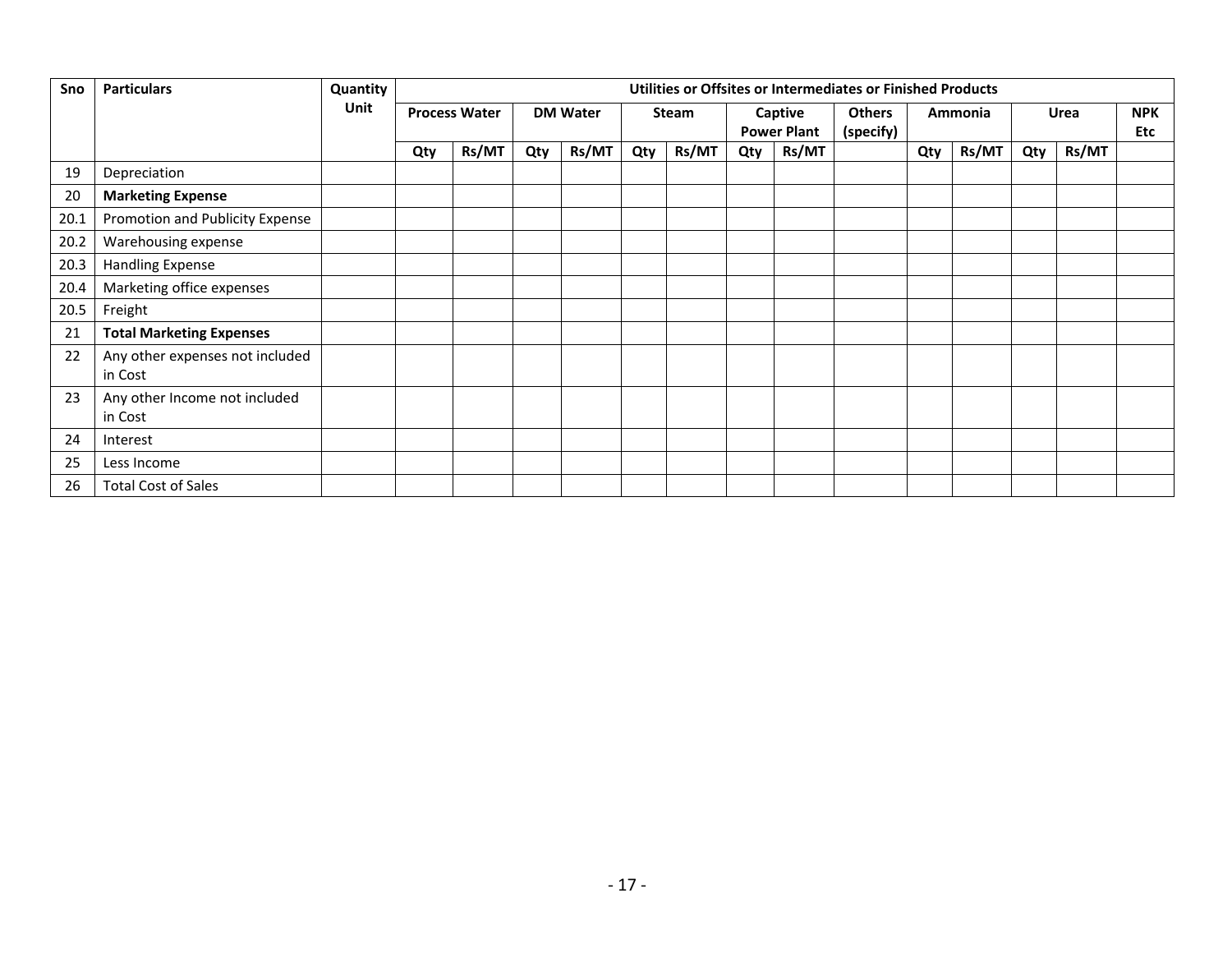| Sno | Particulars | Quantity Unit | Utilities or Offsites or Intermediates or Finished Products | | | | | | | | | | | | | | |
|---|---|---|---|---|---|---|---|---|---|---|---|---|---|---|---|---|---|
| | | | Process Water | | DM Water | | Steam | | Captive Power Plant | | Others (specify) | Ammonia | | Urea | | NPK Etc |
| | | | Qty | Rs/MT | Qty | Rs/MT | Qty | Rs/MT | Qty | Rs/MT | | Qty | Rs/MT | Qty | Rs/MT | |
| 19 | Depreciation | | | | | | | | | | | | | | | |
| 20 | **Marketing Expense** | | | | | | | | | | | | | | | |
| 20.1 | Promotion and Publicity Expense | | | | | | | | | | | | | | | |
| 20.2 | Warehousing expense | | | | | | | | | | | | | | | |
| 20.3 | Handling Expense | | | | | | | | | | | | | | | |
| 20.4 | Marketing office expenses | | | | | | | | | | | | | | | |
| 20.5 | Freight | | | | | | | | | | | | | | | |
| 21 | **Total Marketing Expenses** | | | | | | | | | | | | | | | |
| 22 | Any other expenses not included in Cost | | | | | | | | | | | | | | | |
| 23 | Any other Income not included in Cost | | | | | | | | | | | | | | | |
| 24 | Interest | | | | | | | | | | | | | | | |
| 25 | Less Income | | | | | | | | | | | | | | | |
| 26 | Total Cost of Sales | | | | | | | | | | | | | | | |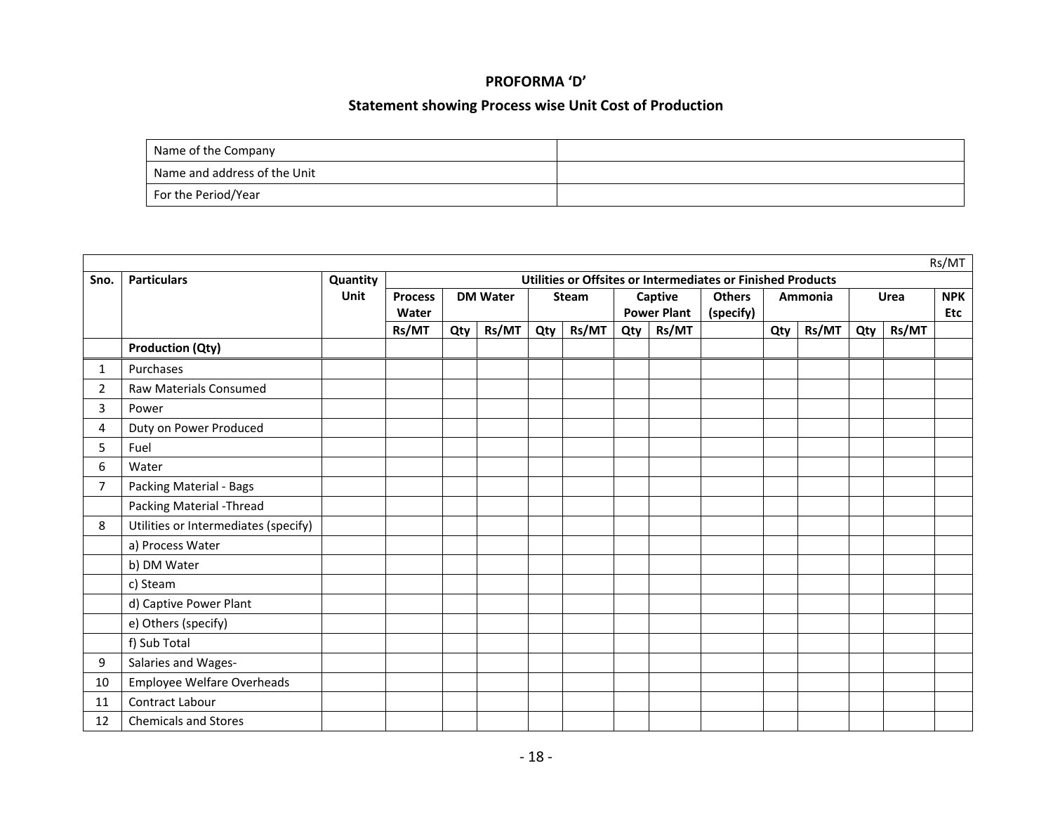**PROFORMA 'D'**

**Statement showing Process wise Unit Cost of Production**

| Name of the Company | |
|---|---|
| Name and address of the Unit | |
| For the Period/Year | |

Rs/MT

| Sno. | Particulars | Quantity Unit | Utilities or Offsites or Intermediates or Finished Products | | | | | | | | | | | | |
|---|---|---|---|---|---|---|---|---|---|---|---|---|---|---|---|
| | | | Process Water | DM Water | | Steam | | Captive Power Plant | | Others (specify) | Ammonia | | Urea | | NPK Etc |
| | | | Rs/MT | Qty | Rs/MT | Qty | Rs/MT | Qty | Rs/MT | | Qty | Rs/MT | Qty | Rs/MT | |
| | **Production (Qty)** | | | | | | | | | | | | | | |
| 1 | Purchases | | | | | | | | | | | | | | |
| 2 | Raw Materials Consumed | | | | | | | | | | | | | | |
| 3 | Power | | | | | | | | | | | | | | |
| 4 | Duty on Power Produced | | | | | | | | | | | | | | |
| 5 | Fuel | | | | | | | | | | | | | | |
| 6 | Water | | | | | | | | | | | | | | |
| 7 | Packing Material - Bags | | | | | | | | | | | | | | |
| | Packing Material -Thread | | | | | | | | | | | | | | |
| 8 | Utilities or Intermediates (specify) | | | | | | | | | | | | | | |
| | a) Process Water | | | | | | | | | | | | | | |
| | b) DM Water | | | | | | | | | | | | | | |
| | c) Steam | | | | | | | | | | | | | | |
| | d) Captive Power Plant | | | | | | | | | | | | | | |
| | e) Others (specify) | | | | | | | | | | | | | | |
| | f) Sub Total | | | | | | | | | | | | | | |
| 9 | Salaries and Wages- | | | | | | | | | | | | | | |
| 10 | Employee Welfare Overheads | | | | | | | | | | | | | | |
| 11 | Contract Labour | | | | | | | | | | | | | | |
| 12 | Chemicals and Stores | | | | | | | | | | | | | | |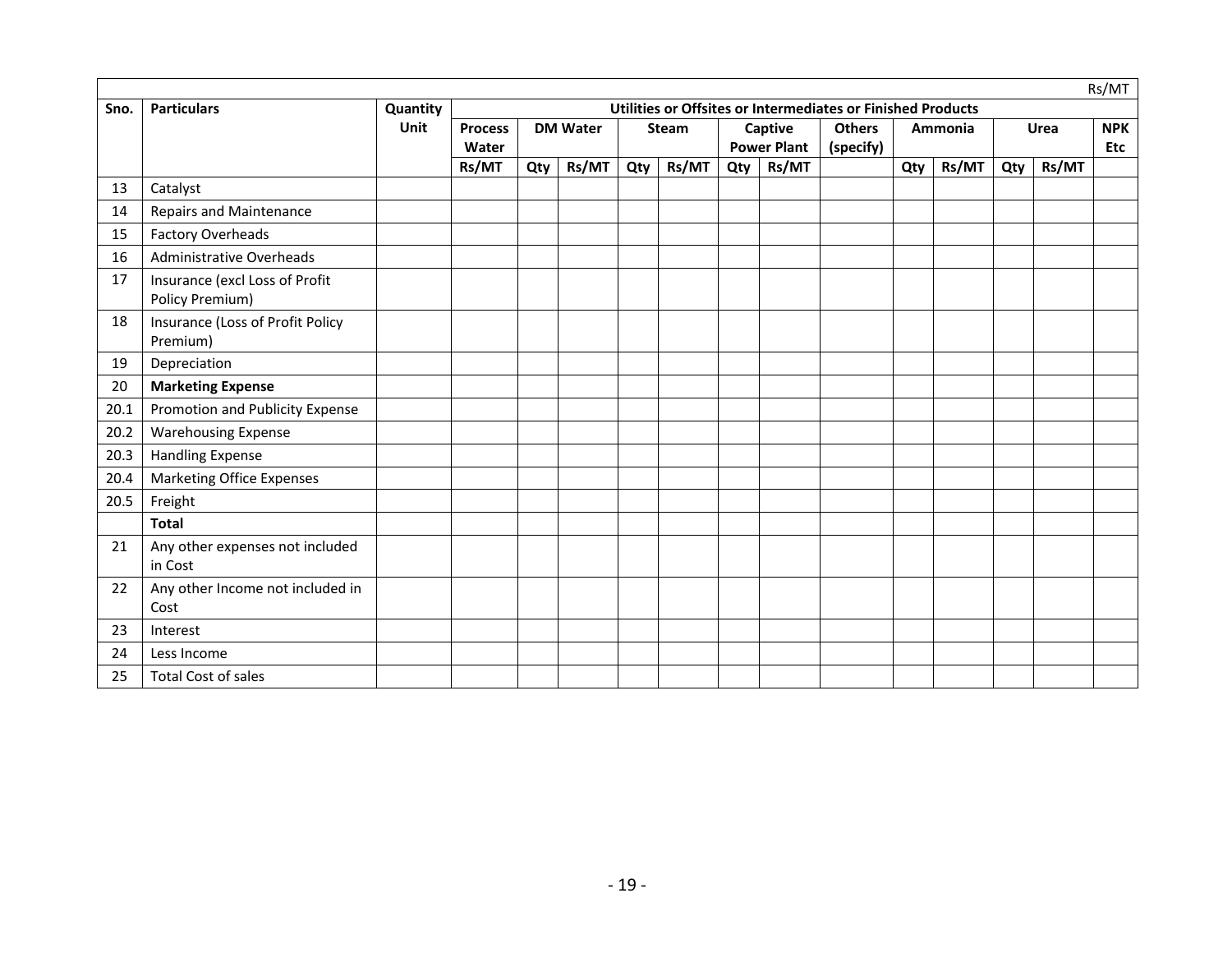| | | | | | | | | | | | | | | | | Rs/MT |
|---|---|---|---|---|---|---|---|---|---|---|---|---|---|---|---|---|
| Sno. | Particulars | Quantity Unit | Utilities or Offsites or Intermediates or Finished Products | | | | | | | | | | | | | |
| | | | Process Water | DM Water | | Steam | | Captive Power Plant | | Others (specify) | Ammonia | | Urea | | NPK Etc |
| | | | Rs/MT | Qty | Rs/MT | Qty | Rs/MT | Qty | Rs/MT | | Qty | Rs/MT | Qty | Rs/MT | |
| 13 | Catalyst | | | | | | | | | | | | | | |
| 14 | Repairs and Maintenance | | | | | | | | | | | | | | |
| 15 | Factory Overheads | | | | | | | | | | | | | | |
| 16 | Administrative Overheads | | | | | | | | | | | | | | |
| 17 | Insurance (excl Loss of Profit Policy Premium) | | | | | | | | | | | | | | |
| 18 | Insurance (Loss of Profit Policy Premium) | | | | | | | | | | | | | | |
| 19 | Depreciation | | | | | | | | | | | | | | |
| 20 | **Marketing Expense** | | | | | | | | | | | | | | |
| 20.1 | Promotion and Publicity Expense | | | | | | | | | | | | | | |
| 20.2 | Warehousing Expense | | | | | | | | | | | | | | |
| 20.3 | Handling Expense | | | | | | | | | | | | | | |
| 20.4 | Marketing Office Expenses | | | | | | | | | | | | | | |
| 20.5 | Freight | | | | | | | | | | | | | | |
| | **Total** | | | | | | | | | | | | | | |
| 21 | Any other expenses not included in Cost | | | | | | | | | | | | | | |
| 22 | Any other Income not included in Cost | | | | | | | | | | | | | | |
| 23 | Interest | | | | | | | | | | | | | | |
| 24 | Less Income | | | | | | | | | | | | | | |
| 25 | Total Cost of sales | | | | | | | | | | | | | | |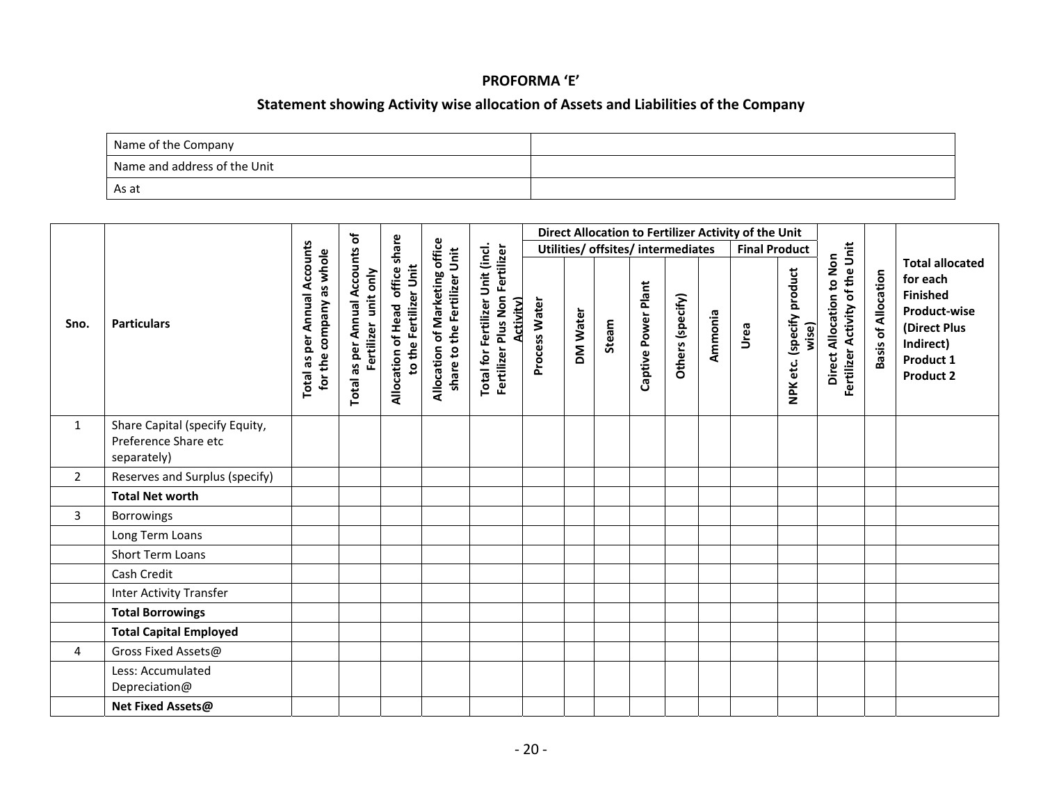**PROFORMA 'E'**

**Statement showing Activity wise allocation of Assets and Liabilities of the Company**

| Name of the Company | |
|---|---|
| Name and address of the Unit | |
| As at | |

| Sno. | Particulars | Total as per Annual Accounts for the company as whole | Total as per Annual Accounts of Fertilizer unit only | Allocation of Head office share to the Fertilizer Unit | Allocation of Marketing office share to the Fertilizer Unit | Total for Fertilizer Unit (incl. Fertilizer Plus Non Fertilizer Activity) | Direct Allocation to Fertilizer Activity of the Unit | | | | | | | | Direct Allocation to Non Fertilizer Activity of the Unit | Basis of Allocation | Total allocated for each Finished Product-wise (Direct Plus Indirect) Product 1 Product 2 |
|---|---|---|---|---|---|---|---|---|---|---|---|---|---|---|---|---|---|
| | | | | | | | Utilities/ offsites/ intermediates | | | | | | Final Product | | | | |
| | | | | | | | Process Water | DM Water | Steam | Captive Power Plant | Others (specify) | Ammonia | Urea | NPK etc. (specify product wise) | | | |
| 1 | Share Capital (specify Equity, Preference Share etc separately) | | | | | | | | | | | | | | | | |
| 2 | Reserves and Surplus (specify) | | | | | | | | | | | | | | | | |
| | **Total Net worth** | | | | | | | | | | | | | | | | |
| 3 | Borrowings | | | | | | | | | | | | | | | | |
| | Long Term Loans | | | | | | | | | | | | | | | | |
| | Short Term Loans | | | | | | | | | | | | | | | | |
| | Cash Credit | | | | | | | | | | | | | | | | |
| | Inter Activity Transfer | | | | | | | | | | | | | | | | |
| | **Total Borrowings** | | | | | | | | | | | | | | | | |
| | **Total Capital Employed** | | | | | | | | | | | | | | | | |
| 4 | Gross Fixed Assets@ | | | | | | | | | | | | | | | | |
| | Less: Accumulated Depreciation@ | | | | | | | | | | | | | | | | |
| | **Net Fixed Assets@** | | | | | | | | | | | | | | | | |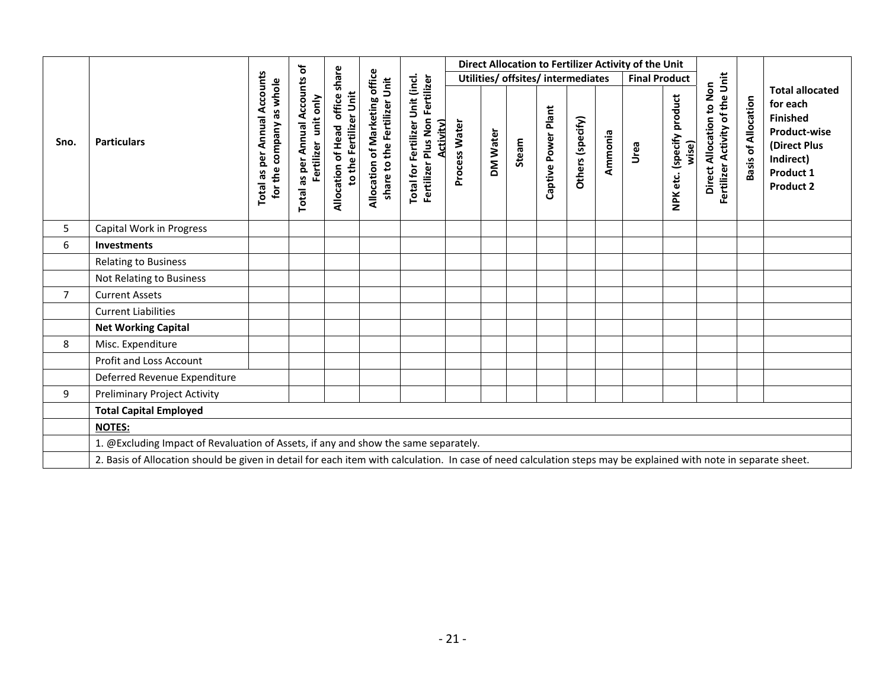| Sno. | Particulars | Total as per Annual Accounts for the company as whole | Total as per Annual Accounts of Fertilizer unit only | Allocation of Head office share to the Fertilizer Unit | Allocation of Marketing office share to the Fertilizer Unit | Total for Fertilizer Unit (incl. Fertilizer Plus Non Fertilizer Activity) | Direct Allocation to Fertilizer Activity of the Unit | | | | | | | | Direct Allocation to Non Fertilizer Activity of the Unit | Basis of Allocation | Total allocated for each Finished Product-wise (Direct Plus Indirect) Product 1 Product 2 |
|---|---|---|---|---|---|---|---|---|---|---|---|---|---|---|---|---|---|
| | | | | | | | Utilities/ offsites/ intermediates | | | | | | Final Product | | | | |
| | | | | | | | Process Water | DM Water | Steam | Captive Power Plant | Others (specify) | Ammonia | Urea | NPK etc. (specify product wise) | | | |
| 5 | Capital Work in Progress | | | | | | | | | | | | | | | | |
| 6 | **Investments** | | | | | | | | | | | | | | | | |
| | Relating to Business | | | | | | | | | | | | | | | | |
| | Not Relating to Business | | | | | | | | | | | | | | | | |
| 7 | Current Assets | | | | | | | | | | | | | | | | |
| | Current Liabilities | | | | | | | | | | | | | | | | |
| | **Net Working Capital** | | | | | | | | | | | | | | | | |
| 8 | Misc. Expenditure | | | | | | | | | | | | | | | | |
| | Profit and Loss Account | | | | | | | | | | | | | | | | |
| | Deferred Revenue Expenditure | | | | | | | | | | | | | | | | |
| 9 | Preliminary Project Activity | | | | | | | | | | | | | | | | |
| | **Total Capital Employed** | | | | | | | | | | | | | | | | |

**NOTES:**

1. @Excluding Impact of Revaluation of Assets, if any and show the same separately.
2. Basis of Allocation should be given in detail for each item with calculation. In case of need calculation steps may be explained with note in separate sheet.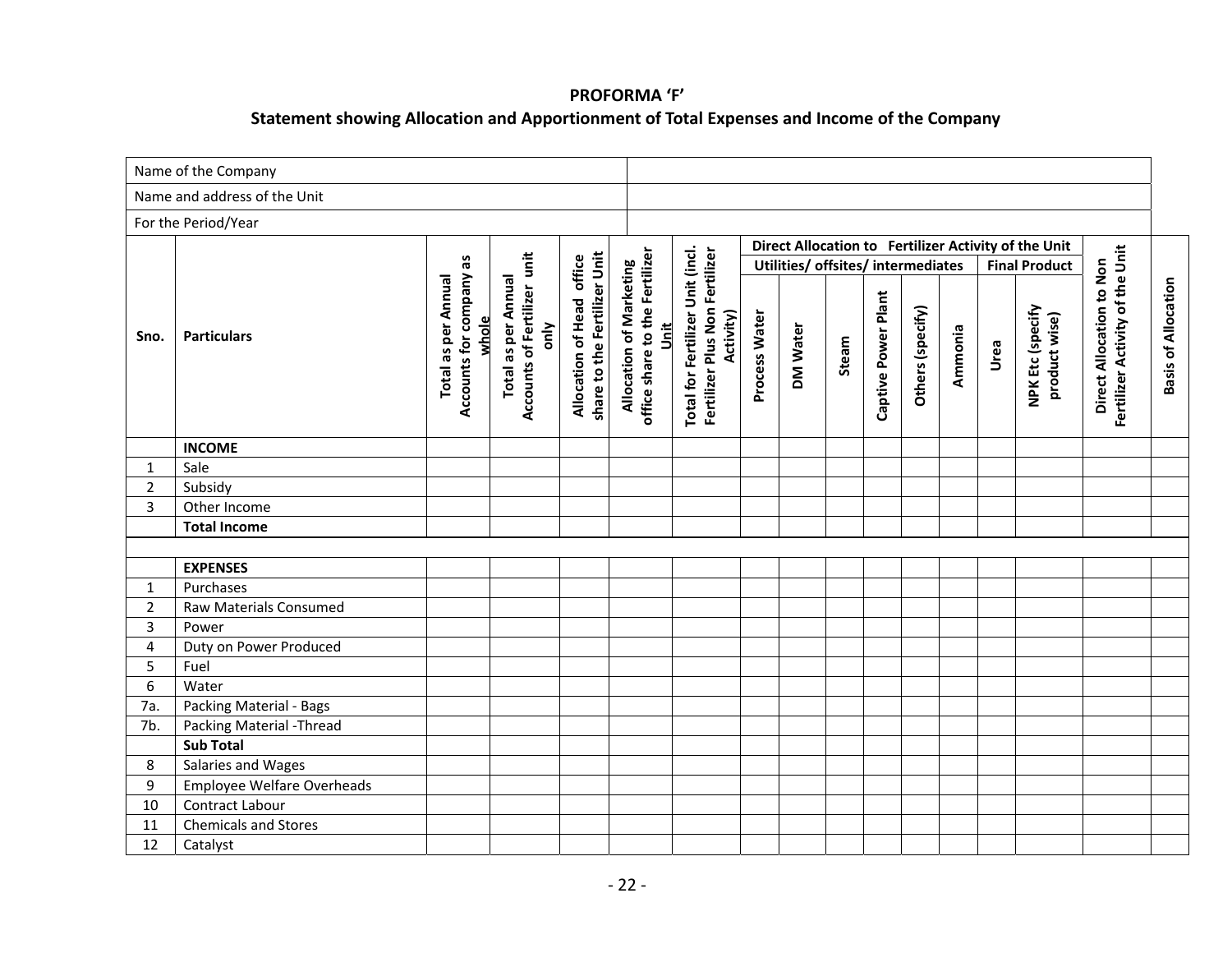**PROFORMA 'F'**

**Statement showing Allocation and Apportionment of Total Expenses and Income of the Company**

| Name of the Company | | | | | | | | | | | | | | | | | |
|---|---|---|---|---|---|---|---|---|---|---|---|---|---|---|---|---|---|
| Name and address of the Unit | | | | | | | | | | | | | | | | | |
| For the Period/Year | | | | | | | | | | | | | | | | | |
| | | | | | | | Direct Allocation to Fertilizer Activity of the Unit | | | | | | | | | | |
| | | | | | | | Utilities/ offsites/ intermediates | | | | | | Final Product | | | | |
| **Sno.** | **Particulars** | **Total as per Annual Accounts for company as whole** | **Total as per Annual Accounts of Fertilizer unit only** | **Allocation of Head office share to the Fertilizer Unit** | **Allocation of Marketing office share to the Fertilizer Unit** | **Total for Fertilizer Unit (incl. Fertilizer Plus Non Fertilizer Activity)** | **Process Water** | **DM Water** | **Steam** | **Captive Power Plant** | **Others (specify)** | **Ammonia** | **Urea** | **NPK Etc (specify product wise)** | **Direct Allocation to Non Fertilizer Activity of the Unit** | **Basis of Allocation** | |
| | **INCOME** | | | | | | | | | | | | | | | | |
| 1 | Sale | | | | | | | | | | | | | | | | |
| 2 | Subsidy | | | | | | | | | | | | | | | | |
| 3 | Other Income | | | | | | | | | | | | | | | | |
| | **Total Income** | | | | | | | | | | | | | | | | |
| | | | | | | | | | | | | | | | | | |
| | **EXPENSES** | | | | | | | | | | | | | | | | |
| 1 | Purchases | | | | | | | | | | | | | | | | |
| 2 | Raw Materials Consumed | | | | | | | | | | | | | | | | |
| 3 | Power | | | | | | | | | | | | | | | | |
| 4 | Duty on Power Produced | | | | | | | | | | | | | | | | |
| 5 | Fuel | | | | | | | | | | | | | | | | |
| 6 | Water | | | | | | | | | | | | | | | | |
| 7a. | Packing Material - Bags | | | | | | | | | | | | | | | | |
| 7b. | Packing Material -Thread | | | | | | | | | | | | | | | | |
| | **Sub Total** | | | | | | | | | | | | | | | | |
| 8 | Salaries and Wages | | | | | | | | | | | | | | | | |
| 9 | Employee Welfare Overheads | | | | | | | | | | | | | | | | |
| 10 | Contract Labour | | | | | | | | | | | | | | | | |
| 11 | Chemicals and Stores | | | | | | | | | | | | | | | | |
| 12 | Catalyst | | | | | | | | | | | | | | | | |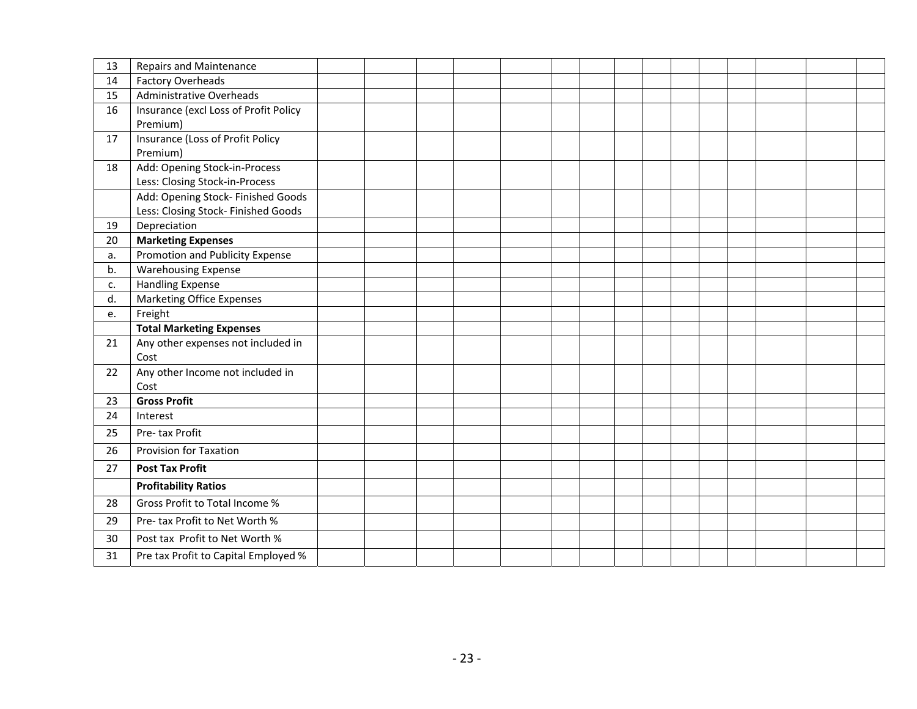| 13 | Repairs and Maintenance | | | | | | | | | | | | | | | |
|---|---|---|---|---|---|---|---|---|---|---|---|---|---|---|---|---|
| 14 | Factory Overheads | | | | | | | | | | | | | | | |
| 15 | Administrative Overheads | | | | | | | | | | | | | | | |
| 16 | Insurance (excl Loss of Profit Policy Premium) | | | | | | | | | | | | | | | |
| 17 | Insurance (Loss of Profit Policy Premium) | | | | | | | | | | | | | | | |
| 18 | Add: Opening Stock-in-Process<br>Less: Closing Stock-in-Process | | | | | | | | | | | | | | | |
| | Add: Opening Stock- Finished Goods<br>Less: Closing Stock- Finished Goods | | | | | | | | | | | | | | | |
| 19 | Depreciation | | | | | | | | | | | | | | | |
| 20 | **Marketing Expenses** | | | | | | | | | | | | | | | |
| a. | Promotion and Publicity Expense | | | | | | | | | | | | | | | |
| b. | Warehousing Expense | | | | | | | | | | | | | | | |
| c. | Handling Expense | | | | | | | | | | | | | | | |
| d. | Marketing Office Expenses | | | | | | | | | | | | | | | |
| e. | Freight | | | | | | | | | | | | | | | |
| | **Total Marketing Expenses** | | | | | | | | | | | | | | | |
| 21 | Any other expenses not included in Cost | | | | | | | | | | | | | | | |
| 22 | Any other Income not included in Cost | | | | | | | | | | | | | | | |
| 23 | **Gross Profit** | | | | | | | | | | | | | | | |
| 24 | Interest | | | | | | | | | | | | | | | |
| 25 | Pre- tax Profit | | | | | | | | | | | | | | | |
| 26 | Provision for Taxation | | | | | | | | | | | | | | | |
| 27 | **Post Tax Profit** | | | | | | | | | | | | | | | |
| | **Profitability Ratios** | | | | | | | | | | | | | | | |
| 28 | Gross Profit to Total Income % | | | | | | | | | | | | | | | |
| 29 | Pre- tax Profit to Net Worth % | | | | | | | | | | | | | | | |
| 30 | Post tax Profit to Net Worth % | | | | | | | | | | | | | | | |
| 31 | Pre tax Profit to Capital Employed % | | | | | | | | | | | | | | | |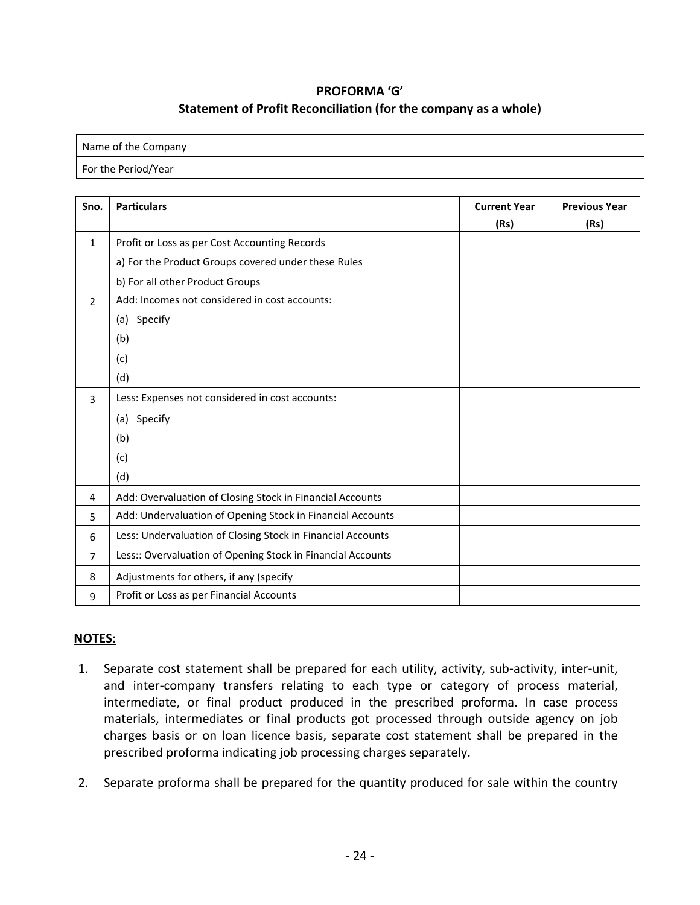## PROFORMA 'G'

### Statement of Profit Reconciliation (for the company as a whole)

| Name of the Company | |
|---|---|
| For the Period/Year | |

| Sno. | Particulars | Current Year (Rs) | Previous Year (Rs) |
|---|---|---|---|
| 1 | Profit or Loss as per Cost Accounting Records<br>a) For the Product Groups covered under these Rules<br>b) For all other Product Groups | | |
| 2 | Add: Incomes not considered in cost accounts:<br>(a) Specify<br>(b)<br>(c)<br>(d) | | |
| 3 | Less: Expenses not considered in cost accounts:<br>(a) Specify<br>(b)<br>(c)<br>(d) | | |
| 4 | Add: Overvaluation of Closing Stock in Financial Accounts | | |
| 5 | Add: Undervaluation of Opening Stock in Financial Accounts | | |
| 6 | Less: Undervaluation of Closing Stock in Financial Accounts | | |
| 7 | Less:: Overvaluation of Opening Stock in Financial Accounts | | |
| 8 | Adjustments for others, if any (specify | | |
| 9 | Profit or Loss as per Financial Accounts | | |

**NOTES:**

1. Separate cost statement shall be prepared for each utility, activity, sub-activity, inter-unit, and inter-company transfers relating to each type or category of process material, intermediate, or final product produced in the prescribed proforma. In case process materials, intermediates or final products got processed through outside agency on job charges basis or on loan licence basis, separate cost statement shall be prepared in the prescribed proforma indicating job processing charges separately.

2. Separate proforma shall be prepared for the quantity produced for sale within the country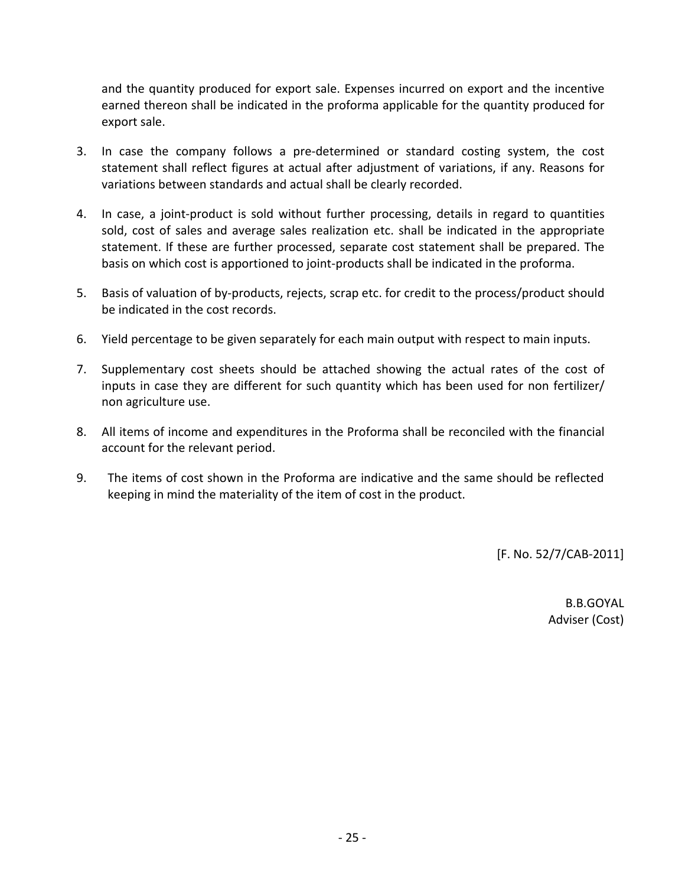and the quantity produced for export sale. Expenses incurred on export and the incentive earned thereon shall be indicated in the proforma applicable for the quantity produced for export sale.

3. In case the company follows a pre-determined or standard costing system, the cost statement shall reflect figures at actual after adjustment of variations, if any. Reasons for variations between standards and actual shall be clearly recorded.

4. In case, a joint-product is sold without further processing, details in regard to quantities sold, cost of sales and average sales realization etc. shall be indicated in the appropriate statement. If these are further processed, separate cost statement shall be prepared. The basis on which cost is apportioned to joint-products shall be indicated in the proforma.

5. Basis of valuation of by-products, rejects, scrap etc. for credit to the process/product should be indicated in the cost records.

6. Yield percentage to be given separately for each main output with respect to main inputs.

7. Supplementary cost sheets should be attached showing the actual rates of the cost of inputs in case they are different for such quantity which has been used for non fertilizer/ non agriculture use.

8. All items of income and expenditures in the Proforma shall be reconciled with the financial account for the relevant period.

9. The items of cost shown in the Proforma are indicative and the same should be reflected keeping in mind the materiality of the item of cost in the product.

[F. No. 52/7/CAB-2011]

B.B.GOYAL
Adviser (Cost)